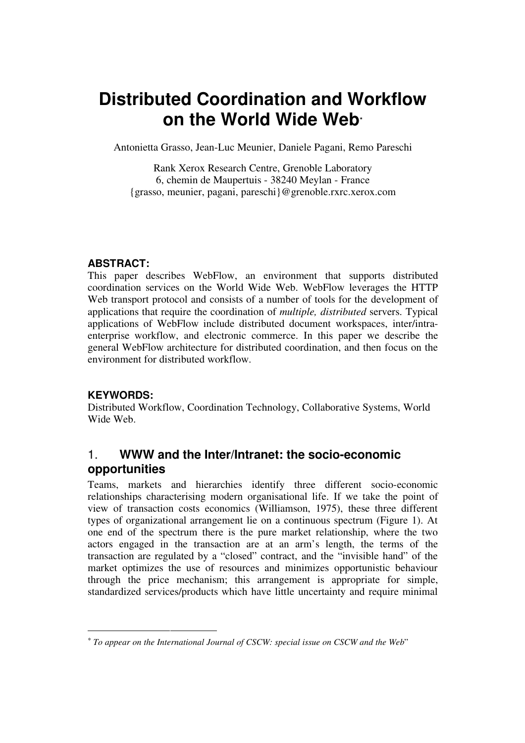# Distributed Coordination and Workflow on the World Wide Web[*]

Antonietta Grasso, Jean-Luc Meunier, Daniele Pagani, Remo Pareschi

Rank Xerox Research Centre, Grenoble Laboratory
6, chemin de Maupertuis - 38240 Meylan - France
{grasso, meunier, pagani, pareschi}@grenoble.rxrc.xerox.com

**ABSTRACT:**
This paper describes WebFlow, an environment that supports distributed coordination services on the World Wide Web. WebFlow leverages the HTTP Web transport protocol and consists of a number of tools for the development of applications that require the coordination of *multiple, distributed* servers. Typical applications of WebFlow include distributed document workspaces, inter/intra-enterprise workflow, and electronic commerce. In this paper we describe the general WebFlow architecture for distributed coordination, and then focus on the environment for distributed workflow.

**KEYWORDS:**
Distributed Workflow, Coordination Technology, Collaborative Systems, World Wide Web.

## 1. WWW and the Inter/Intranet: the socio-economic opportunities

Teams, markets and hierarchies identify three different socio-economic relationships characterising modern organisational life. If we take the point of view of transaction costs economics (Williamson, 1975), these three different types of organizational arrangement lie on a continuous spectrum (Figure 1). At one end of the spectrum there is the pure market relationship, where the two actors engaged in the transaction are at an arm's length, the terms of the transaction are regulated by a "closed" contract, and the "invisible hand" of the market optimizes the use of resources and minimizes opportunistic behaviour through the price mechanism; this arrangement is appropriate for simple, standardized services/products which have little uncertainty and require minimal

---

[*] *To appear on the International Journal of CSCW: special issue on CSCW and the Web*"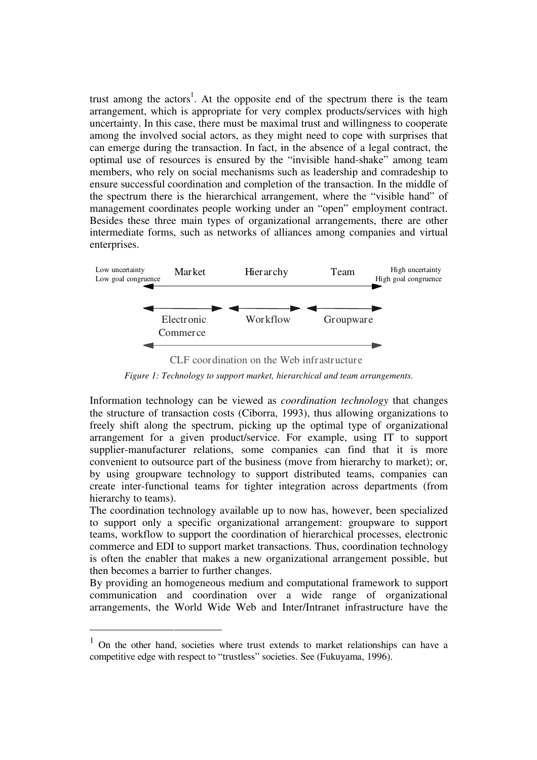trust among the actors[1]. At the opposite end of the spectrum there is the team arrangement, which is appropriate for very complex products/services with high uncertainty. In this case, there must be maximal trust and willingness to cooperate among the involved social actors, as they might need to cope with surprises that can emerge during the transaction. In fact, in the absence of a legal contract, the optimal use of resources is ensured by the "invisible hand-shake" among team members, who rely on social mechanisms such as leadership and comradeship to ensure successful coordination and completion of the transaction. In the middle of the spectrum there is the hierarchical arrangement, where the "visible hand" of management coordinates people working under an "open" employment contract. Besides these three main types of organizational arrangements, there are other intermediate forms, such as networks of alliances among companies and virtual enterprises.

Low uncertainty
Low goal congruence
Market
Hierarchy
Team
High uncertainty
High goal congruence

Electronic Commerce
Workflow
Groupware

CLF coordination on the Web infrastructure

*Figure 1: Technology to support market, hierarchical and team arrangements.*

Information technology can be viewed as *coordination technology* that changes the structure of transaction costs (Ciborra, 1993), thus allowing organizations to freely shift along the spectrum, picking up the optimal type of organizational arrangement for a given product/service. For example, using IT to support supplier-manufacturer relations, some companies can find that it is more convenient to outsource part of the business (move from hierarchy to market); or, by using groupware technology to support distributed teams, companies can create inter-functional teams for tighter integration across departments (from hierarchy to teams).

The coordination technology available up to now has, however, been specialized to support only a specific organizational arrangement: groupware to support teams, workflow to support the coordination of hierarchical processes, electronic commerce and EDI to support market transactions. Thus, coordination technology is often the enabler that makes a new organizational arrangement possible, but then becomes a barrier to further changes.

By providing an homogeneous medium and computational framework to support communication and coordination over a wide range of organizational arrangements, the World Wide Web and Inter/Intranet infrastructure have the

[1] On the other hand, societies where trust extends to market relationships can have a competitive edge with respect to "trustless" societies. See (Fukuyama, 1996).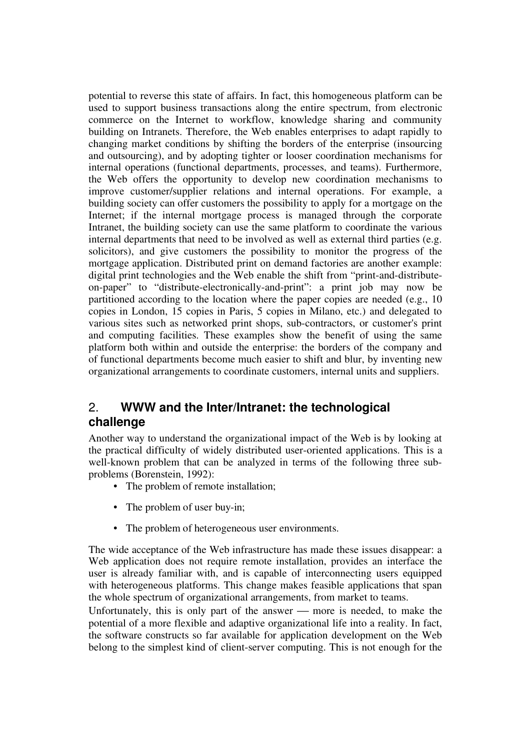potential to reverse this state of affairs. In fact, this homogeneous platform can be used to support business transactions along the entire spectrum, from electronic commerce on the Internet to workflow, knowledge sharing and community building on Intranets. Therefore, the Web enables enterprises to adapt rapidly to changing market conditions by shifting the borders of the enterprise (insourcing and outsourcing), and by adopting tighter or looser coordination mechanisms for internal operations (functional departments, processes, and teams). Furthermore, the Web offers the opportunity to develop new coordination mechanisms to improve customer/supplier relations and internal operations. For example, a building society can offer customers the possibility to apply for a mortgage on the Internet; if the internal mortgage process is managed through the corporate Intranet, the building society can use the same platform to coordinate the various internal departments that need to be involved as well as external third parties (e.g. solicitors), and give customers the possibility to monitor the progress of the mortgage application. Distributed print on demand factories are another example: digital print technologies and the Web enable the shift from "print-and-distribute-on-paper" to "distribute-electronically-and-print": a print job may now be partitioned according to the location where the paper copies are needed (e.g., 10 copies in London, 15 copies in Paris, 5 copies in Milano, etc.) and delegated to various sites such as networked print shops, sub-contractors, or customer's print and computing facilities. These examples show the benefit of using the same platform both within and outside the enterprise: the borders of the company and of functional departments become much easier to shift and blur, by inventing new organizational arrangements to coordinate customers, internal units and suppliers.

## 2. WWW and the Inter/Intranet: the technological challenge

Another way to understand the organizational impact of the Web is by looking at the practical difficulty of widely distributed user-oriented applications. This is a well-known problem that can be analyzed in terms of the following three sub-problems (Borenstein, 1992):

- The problem of remote installation;
- The problem of user buy-in;
- The problem of heterogeneous user environments.

The wide acceptance of the Web infrastructure has made these issues disappear: a Web application does not require remote installation, provides an interface the user is already familiar with, and is capable of interconnecting users equipped with heterogeneous platforms. This change makes feasible applications that span the whole spectrum of organizational arrangements, from market to teams.

Unfortunately, this is only part of the answer — more is needed, to make the potential of a more flexible and adaptive organizational life into a reality. In fact, the software constructs so far available for application development on the Web belong to the simplest kind of client-server computing. This is not enough for the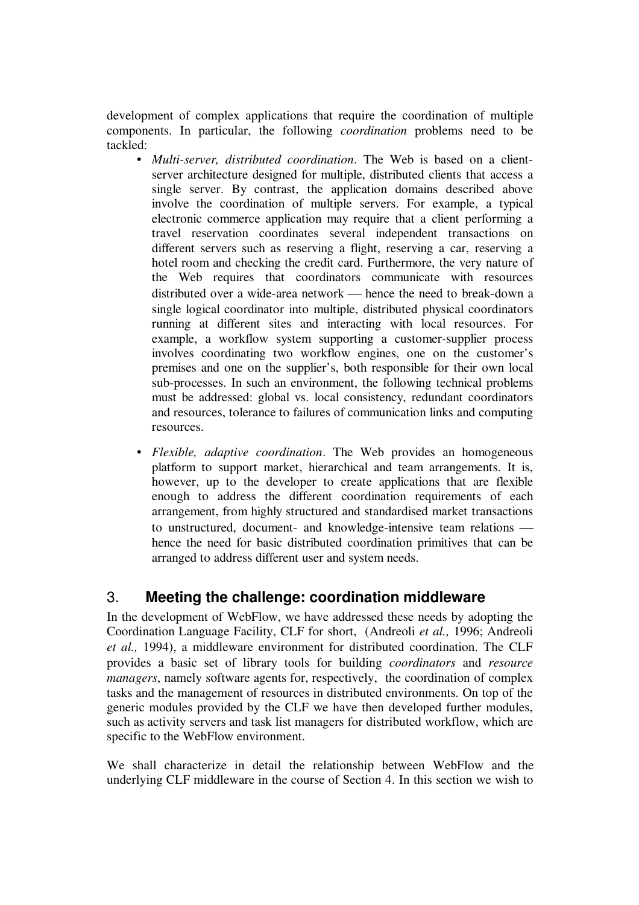development of complex applications that require the coordination of multiple components. In particular, the following *coordination* problems need to be tackled:

- *Multi-server, distributed coordination*. The Web is based on a client-server architecture designed for multiple, distributed clients that access a single server. By contrast, the application domains described above involve the coordination of multiple servers. For example, a typical electronic commerce application may require that a client performing a travel reservation coordinates several independent transactions on different servers such as reserving a flight, reserving a car, reserving a hotel room and checking the credit card. Furthermore, the very nature of the Web requires that coordinators communicate with resources distributed over a wide-area network — hence the need to break-down a single logical coordinator into multiple, distributed physical coordinators running at different sites and interacting with local resources. For example, a workflow system supporting a customer-supplier process involves coordinating two workflow engines, one on the customer's premises and one on the supplier's, both responsible for their own local sub-processes. In such an environment, the following technical problems must be addressed: global vs. local consistency, redundant coordinators and resources, tolerance to failures of communication links and computing resources.

- *Flexible, adaptive coordination*. The Web provides an homogeneous platform to support market, hierarchical and team arrangements. It is, however, up to the developer to create applications that are flexible enough to address the different coordination requirements of each arrangement, from highly structured and standardised market transactions to unstructured, document- and knowledge-intensive team relations — hence the need for basic distributed coordination primitives that can be arranged to address different user and system needs.

## 3. Meeting the challenge: coordination middleware

In the development of WebFlow, we have addressed these needs by adopting the Coordination Language Facility, CLF for short, (Andreoli *et al.,* 1996; Andreoli *et al.,* 1994), a middleware environment for distributed coordination. The CLF provides a basic set of library tools for building *coordinators* and *resource managers*, namely software agents for, respectively, the coordination of complex tasks and the management of resources in distributed environments. On top of the generic modules provided by the CLF we have then developed further modules, such as activity servers and task list managers for distributed workflow, which are specific to the WebFlow environment.

We shall characterize in detail the relationship between WebFlow and the underlying CLF middleware in the course of Section 4. In this section we wish to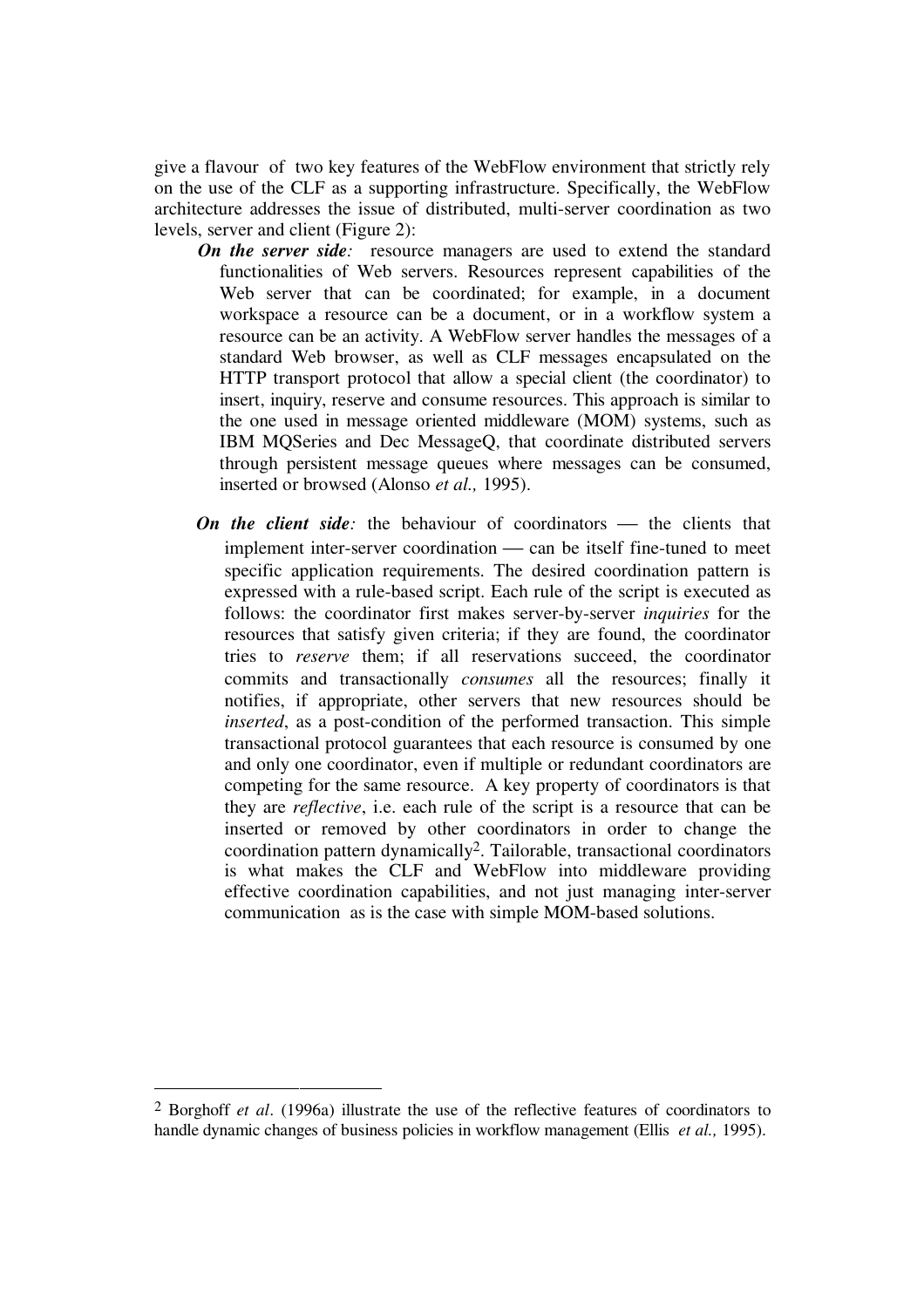give a flavour of two key features of the WebFlow environment that strictly rely on the use of the CLF as a supporting infrastructure. Specifically, the WebFlow architecture addresses the issue of distributed, multi-server coordination as two levels, server and client (Figure 2):

- ***On the server side:*** resource managers are used to extend the standard functionalities of Web servers. Resources represent capabilities of the Web server that can be coordinated; for example, in a document workspace a resource can be a document, or in a workflow system a resource can be an activity. A WebFlow server handles the messages of a standard Web browser, as well as CLF messages encapsulated on the HTTP transport protocol that allow a special client (the coordinator) to insert, inquiry, reserve and consume resources. This approach is similar to the one used in message oriented middleware (MOM) systems, such as IBM MQSeries and Dec MessageQ, that coordinate distributed servers through persistent message queues where messages can be consumed, inserted or browsed (Alonso *et al.,* 1995).

- ***On the client side:*** the behaviour of coordinators — the clients that implement inter-server coordination — can be itself fine-tuned to meet specific application requirements. The desired coordination pattern is expressed with a rule-based script. Each rule of the script is executed as follows: the coordinator first makes server-by-server *inquiries* for the resources that satisfy given criteria; if they are found, the coordinator tries to *reserve* them; if all reservations succeed, the coordinator commits and transactionally *consumes* all the resources; finally it notifies, if appropriate, other servers that new resources should be *inserted*, as a post-condition of the performed transaction. This simple transactional protocol guarantees that each resource is consumed by one and only one coordinator, even if multiple or redundant coordinators are competing for the same resource. A key property of coordinators is that they are *reflective*, i.e. each rule of the script is a resource that can be inserted or removed by other coordinators in order to change the coordination pattern dynamically[2]. Tailorable, transactional coordinators is what makes the CLF and WebFlow into middleware providing effective coordination capabilities, and not just managing inter-server communication as is the case with simple MOM-based solutions.

---

[2] Borghoff *et al*. (1996a) illustrate the use of the reflective features of coordinators to handle dynamic changes of business policies in workflow management (Ellis *et al.,* 1995).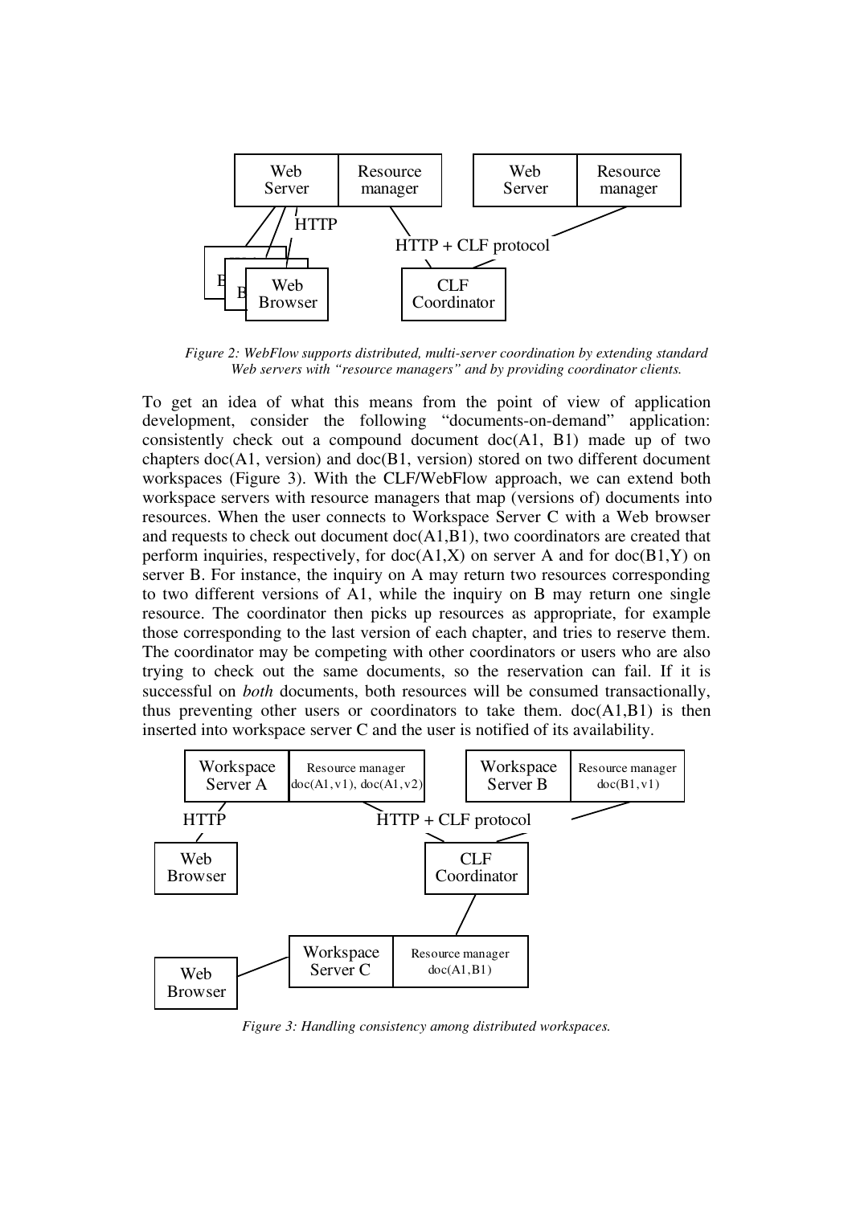Web Server

Resource manager

Web Server

Resource manager

HTTP

HTTP + CLF protocol

Web Browser

CLF Coordinator

*Figure 2: WebFlow supports distributed, multi-server coordination by extending standard Web servers with "resource managers" and by providing coordinator clients.*

To get an idea of what this means from the point of view of application development, consider the following "documents-on-demand" application: consistently check out a compound document doc(A1, B1) made up of two chapters doc(A1, version) and doc(B1, version) stored on two different document workspaces (Figure 3). With the CLF/WebFlow approach, we can extend both workspace servers with resource managers that map (versions of) documents into resources. When the user connects to Workspace Server C with a Web browser and requests to check out document doc(A1,B1), two coordinators are created that perform inquiries, respectively, for doc(A1,X) on server A and for doc(B1,Y) on server B. For instance, the inquiry on A may return two resources corresponding to two different versions of A1, while the inquiry on B may return one single resource. The coordinator then picks up resources as appropriate, for example those corresponding to the last version of each chapter, and tries to reserve them. The coordinator may be competing with other coordinators or users who are also trying to check out the same documents, so the reservation can fail. If it is successful on *both* documents, both resources will be consumed transactionally, thus preventing other users or coordinators to take them. doc(A1,B1) is then inserted into workspace server C and the user is notified of its availability.

Workspace Server A

Resource manager doc(A1,v1), doc(A1,v2)

Workspace Server B

Resource manager doc(B1,v1)

HTTP

HTTP + CLF protocol

Web Browser

CLF Coordinator

Workspace Server C

Resource manager doc(A1,B1)

Web Browser

*Figure 3: Handling consistency among distributed workspaces.*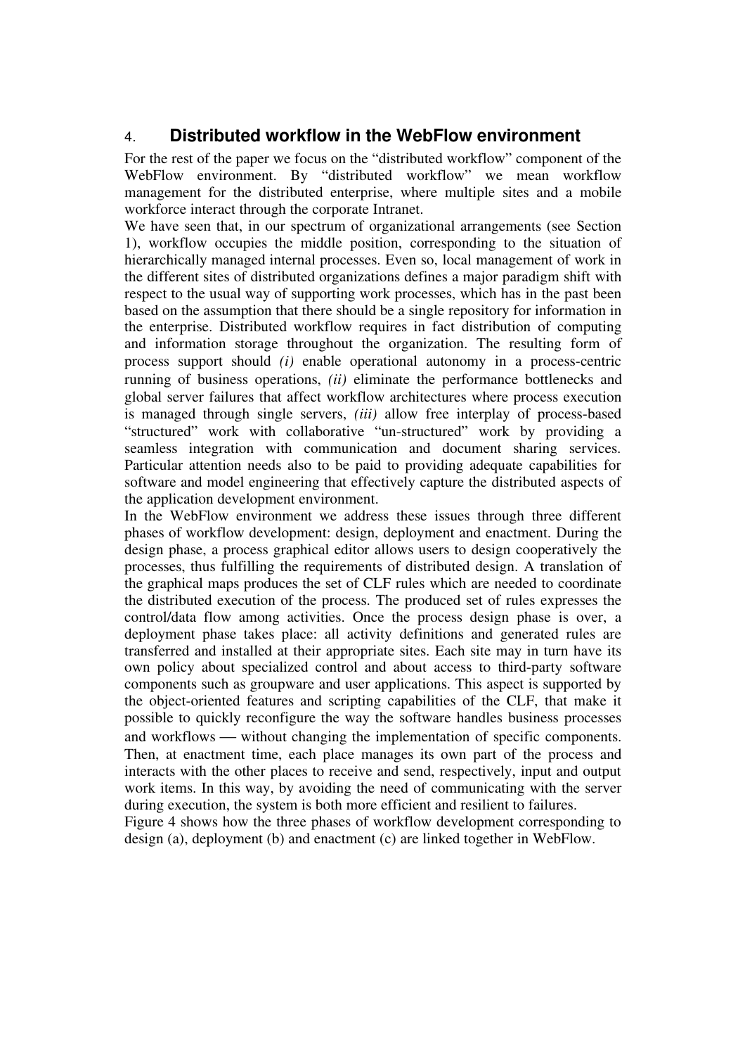## 4. Distributed workflow in the WebFlow environment

For the rest of the paper we focus on the "distributed workflow" component of the WebFlow environment. By "distributed workflow" we mean workflow management for the distributed enterprise, where multiple sites and a mobile workforce interact through the corporate Intranet.

We have seen that, in our spectrum of organizational arrangements (see Section 1), workflow occupies the middle position, corresponding to the situation of hierarchically managed internal processes. Even so, local management of work in the different sites of distributed organizations defines a major paradigm shift with respect to the usual way of supporting work processes, which has in the past been based on the assumption that there should be a single repository for information in the enterprise. Distributed workflow requires in fact distribution of computing and information storage throughout the organization. The resulting form of process support should *(i)* enable operational autonomy in a process-centric running of business operations, *(ii)* eliminate the performance bottlenecks and global server failures that affect workflow architectures where process execution is managed through single servers, *(iii)* allow free interplay of process-based "structured" work with collaborative "un-structured" work by providing a seamless integration with communication and document sharing services. Particular attention needs also to be paid to providing adequate capabilities for software and model engineering that effectively capture the distributed aspects of the application development environment.

In the WebFlow environment we address these issues through three different phases of workflow development: design, deployment and enactment. During the design phase, a process graphical editor allows users to design cooperatively the processes, thus fulfilling the requirements of distributed design. A translation of the graphical maps produces the set of CLF rules which are needed to coordinate the distributed execution of the process. The produced set of rules expresses the control/data flow among activities. Once the process design phase is over, a deployment phase takes place: all activity definitions and generated rules are transferred and installed at their appropriate sites. Each site may in turn have its own policy about specialized control and about access to third-party software components such as groupware and user applications. This aspect is supported by the object-oriented features and scripting capabilities of the CLF, that make it possible to quickly reconfigure the way the software handles business processes and workflows — without changing the implementation of specific components. Then, at enactment time, each place manages its own part of the process and interacts with the other places to receive and send, respectively, input and output work items. In this way, by avoiding the need of communicating with the server during execution, the system is both more efficient and resilient to failures.

Figure 4 shows how the three phases of workflow development corresponding to design (a), deployment (b) and enactment (c) are linked together in WebFlow.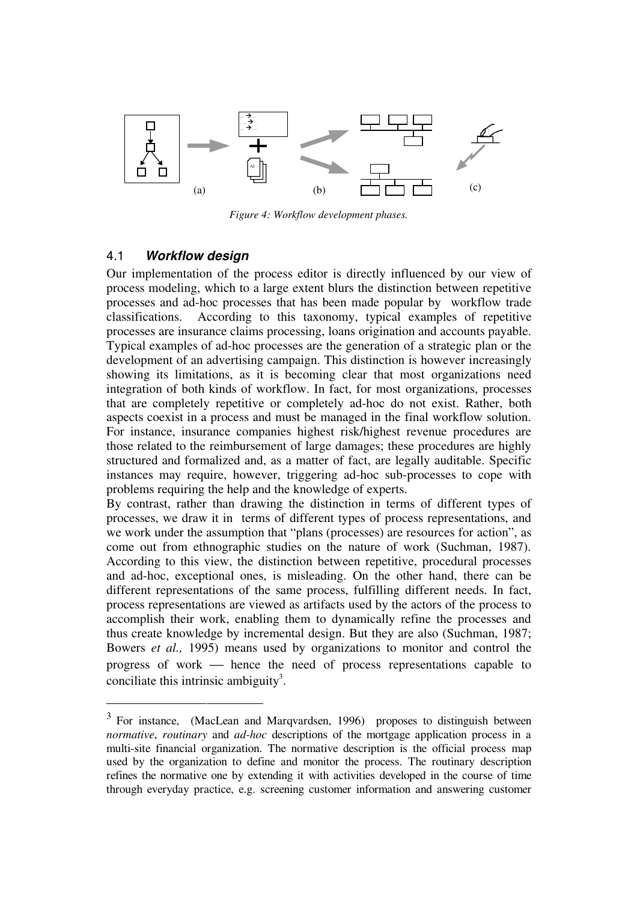(a) (b) (c)

*Figure 4: Workflow development phases.*

## 4.1 ***Workflow design***

Our implementation of the process editor is directly influenced by our view of process modeling, which to a large extent blurs the distinction between repetitive processes and ad-hoc processes that has been made popular by workflow trade classifications. According to this taxonomy, typical examples of repetitive processes are insurance claims processing, loans origination and accounts payable. Typical examples of ad-hoc processes are the generation of a strategic plan or the development of an advertising campaign. This distinction is however increasingly showing its limitations, as it is becoming clear that most organizations need integration of both kinds of workflow. In fact, for most organizations, processes that are completely repetitive or completely ad-hoc do not exist. Rather, both aspects coexist in a process and must be managed in the final workflow solution. For instance, insurance companies highest risk/highest revenue procedures are those related to the reimbursement of large damages; these procedures are highly structured and formalized and, as a matter of fact, are legally auditable. Specific instances may require, however, triggering ad-hoc sub-processes to cope with problems requiring the help and the knowledge of experts.

By contrast, rather than drawing the distinction in terms of different types of processes, we draw it in terms of different types of process representations, and we work under the assumption that "plans (processes) are resources for action", as come out from ethnographic studies on the nature of work (Suchman, 1987). According to this view, the distinction between repetitive, procedural processes and ad-hoc, exceptional ones, is misleading. On the other hand, there can be different representations of the same process, fulfilling different needs. In fact, process representations are viewed as artifacts used by the actors of the process to accomplish their work, enabling them to dynamically refine the processes and thus create knowledge by incremental design. But they are also (Suchman, 1987; Bowers *et al.,* 1995) means used by organizations to monitor and control the progress of work — hence the need of process representations capable to conciliate this intrinsic ambiguity[3].

---

[3] For instance, (MacLean and Marqvardsen, 1996) proposes to distinguish between *normative*, *routinary* and *ad-hoc* descriptions of the mortgage application process in a multi-site financial organization. The normative description is the official process map used by the organization to define and monitor the process. The routinary description refines the normative one by extending it with activities developed in the course of time through everyday practice, e.g. screening customer information and answering customer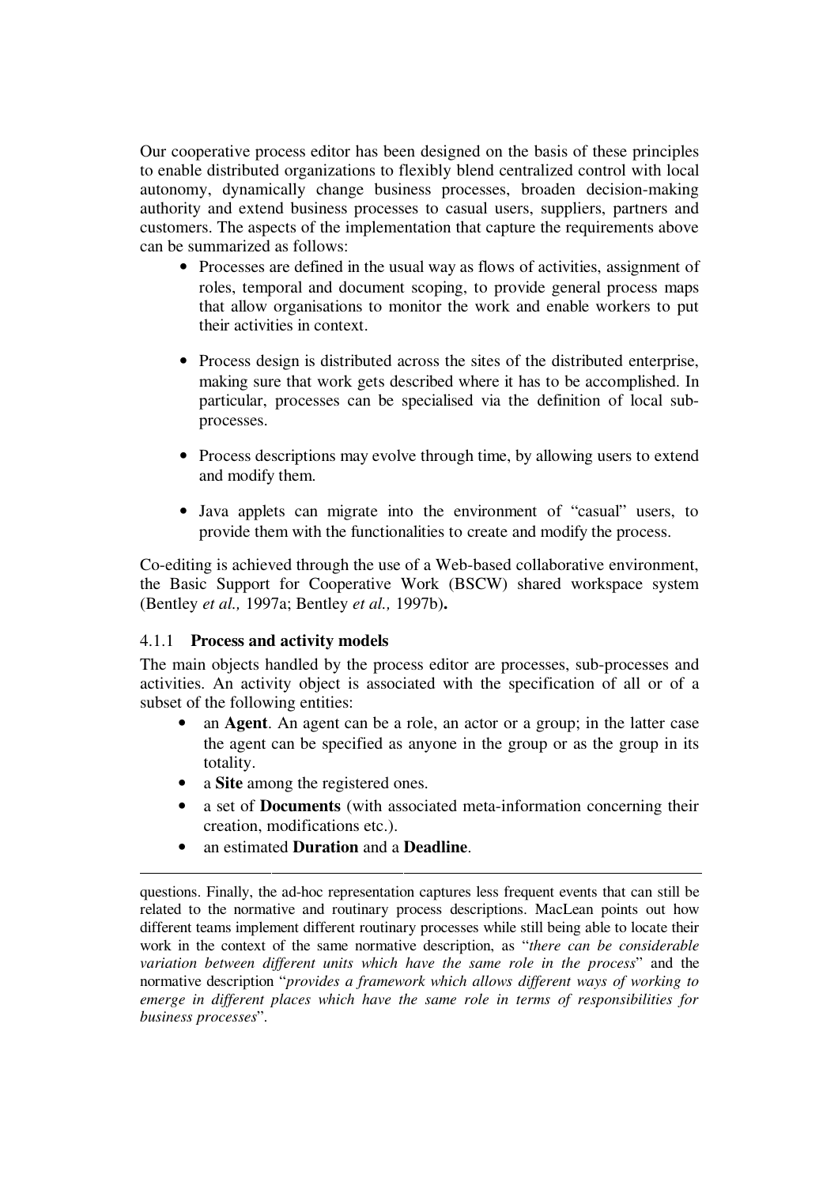Our cooperative process editor has been designed on the basis of these principles to enable distributed organizations to flexibly blend centralized control with local autonomy, dynamically change business processes, broaden decision-making authority and extend business processes to casual users, suppliers, partners and customers. The aspects of the implementation that capture the requirements above can be summarized as follows:

- Processes are defined in the usual way as flows of activities, assignment of roles, temporal and document scoping, to provide general process maps that allow organisations to monitor the work and enable workers to put their activities in context.
- Process design is distributed across the sites of the distributed enterprise, making sure that work gets described where it has to be accomplished. In particular, processes can be specialised via the definition of local sub-processes.
- Process descriptions may evolve through time, by allowing users to extend and modify them.
- Java applets can migrate into the environment of "casual" users, to provide them with the functionalities to create and modify the process.

Co-editing is achieved through the use of a Web-based collaborative environment, the Basic Support for Cooperative Work (BSCW) shared workspace system (Bentley *et al.,* 1997a; Bentley *et al.,* 1997b)**.**

### 4.1.1 **Process and activity models**

The main objects handled by the process editor are processes, sub-processes and activities. An activity object is associated with the specification of all or of a subset of the following entities:

- an **Agent**. An agent can be a role, an actor or a group; in the latter case the agent can be specified as anyone in the group or as the group in its totality.
- a **Site** among the registered ones.
- a set of **Documents** (with associated meta-information concerning their creation, modifications etc.).
- an estimated **Duration** and a **Deadline**.

---

questions. Finally, the ad-hoc representation captures less frequent events that can still be related to the normative and routinary process descriptions. MacLean points out how different teams implement different routinary processes while still being able to locate their work in the context of the same normative description, as "*there can be considerable variation between different units which have the same role in the process*" and the normative description "*provides a framework which allows different ways of working to emerge in different places which have the same role in terms of responsibilities for business processes*".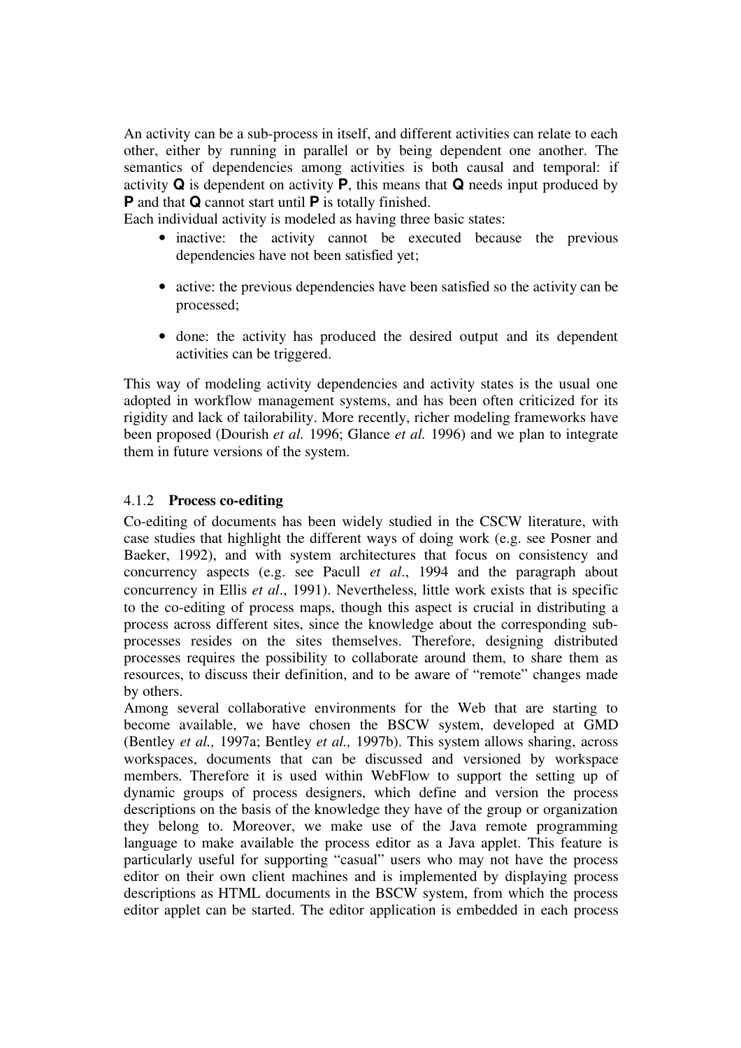An activity can be a sub-process in itself, and different activities can relate to each other, either by running in parallel or by being dependent one another. The semantics of dependencies among activities is both causal and temporal: if activity **Q** is dependent on activity **P**, this means that **Q** needs input produced by **P** and that **Q** cannot start until **P** is totally finished.

Each individual activity is modeled as having three basic states:

- inactive: the activity cannot be executed because the previous dependencies have not been satisfied yet;
- active: the previous dependencies have been satisfied so the activity can be processed;
- done: the activity has produced the desired output and its dependent activities can be triggered.

This way of modeling activity dependencies and activity states is the usual one adopted in workflow management systems, and has been often criticized for its rigidity and lack of tailorability. More recently, richer modeling frameworks have been proposed (Dourish *et al.* 1996; Glance *et al.* 1996) and we plan to integrate them in future versions of the system.

#### 4.1.2 **Process co-editing**

Co-editing of documents has been widely studied in the CSCW literature, with case studies that highlight the different ways of doing work (e.g. see Posner and Baeker, 1992), and with system architectures that focus on consistency and concurrency aspects (e.g. see Pacull *et al*., 1994 and the paragraph about concurrency in Ellis *et al*., 1991). Nevertheless, little work exists that is specific to the co-editing of process maps, though this aspect is crucial in distributing a process across different sites, since the knowledge about the corresponding sub-processes resides on the sites themselves. Therefore, designing distributed processes requires the possibility to collaborate around them, to share them as resources, to discuss their definition, and to be aware of "remote" changes made by others.

Among several collaborative environments for the Web that are starting to become available, we have chosen the BSCW system, developed at GMD (Bentley *et al.,* 1997a; Bentley *et al.,* 1997b). This system allows sharing, across workspaces, documents that can be discussed and versioned by workspace members. Therefore it is used within WebFlow to support the setting up of dynamic groups of process designers, which define and version the process descriptions on the basis of the knowledge they have of the group or organization they belong to. Moreover, we make use of the Java remote programming language to make available the process editor as a Java applet. This feature is particularly useful for supporting "casual" users who may not have the process editor on their own client machines and is implemented by displaying process descriptions as HTML documents in the BSCW system, from which the process editor applet can be started. The editor application is embedded in each process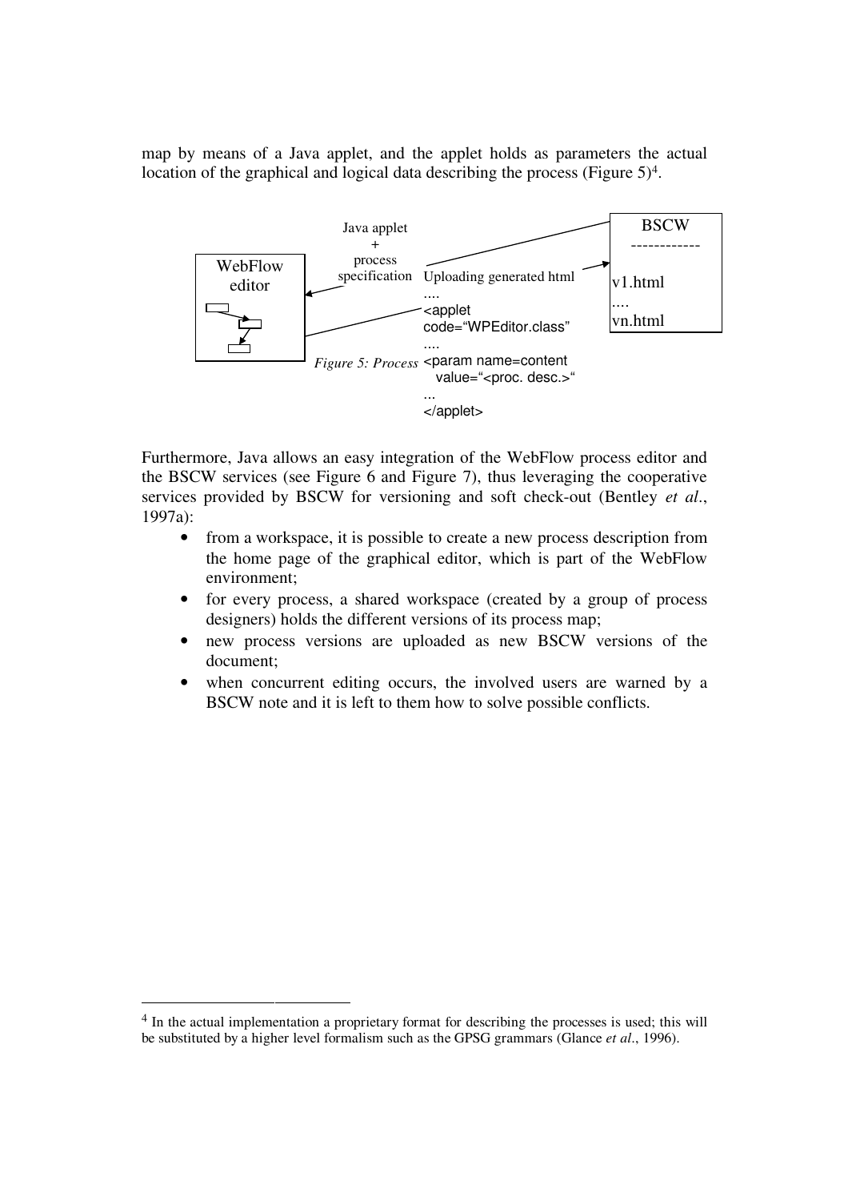map by means of a Java applet, and the applet holds as parameters the actual location of the graphical and logical data describing the process (Figure 5)[4].

WebFlow editor

Java applet + process specification

Uploading generated html

```
....
<applet
code="WPEditor.class"
....
<param name=content
  value="<proc. desc.>"
...
</applet>
```

BSCW

v1.html
....
vn.html

*Figure 5: Process*

Furthermore, Java allows an easy integration of the WebFlow process editor and the BSCW services (see Figure 6 and Figure 7), thus leveraging the cooperative services provided by BSCW for versioning and soft check-out (Bentley *et al*., 1997a):

- from a workspace, it is possible to create a new process description from the home page of the graphical editor, which is part of the WebFlow environment;
- for every process, a shared workspace (created by a group of process designers) holds the different versions of its process map;
- new process versions are uploaded as new BSCW versions of the document;
- when concurrent editing occurs, the involved users are warned by a BSCW note and it is left to them how to solve possible conflicts.

[4] In the actual implementation a proprietary format for describing the processes is used; this will be substituted by a higher level formalism such as the GPSG grammars (Glance *et al*., 1996).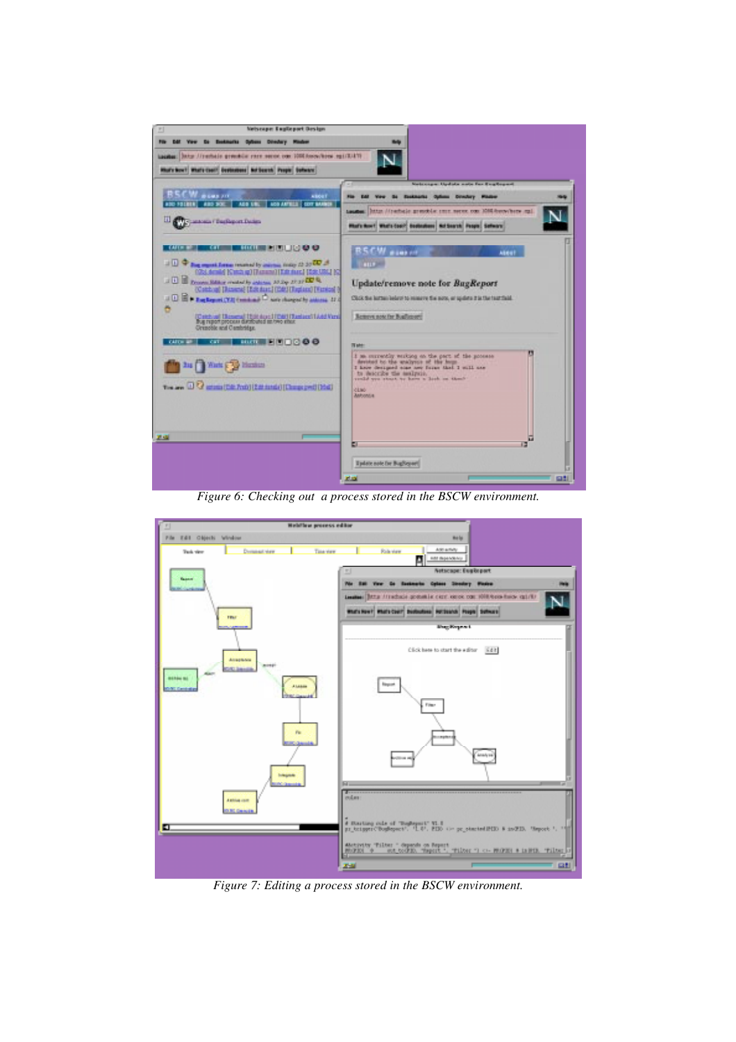Figure 6: Checking out a process stored in the BSCW environment.

Figure 7: Editing a process stored in the BSCW environment.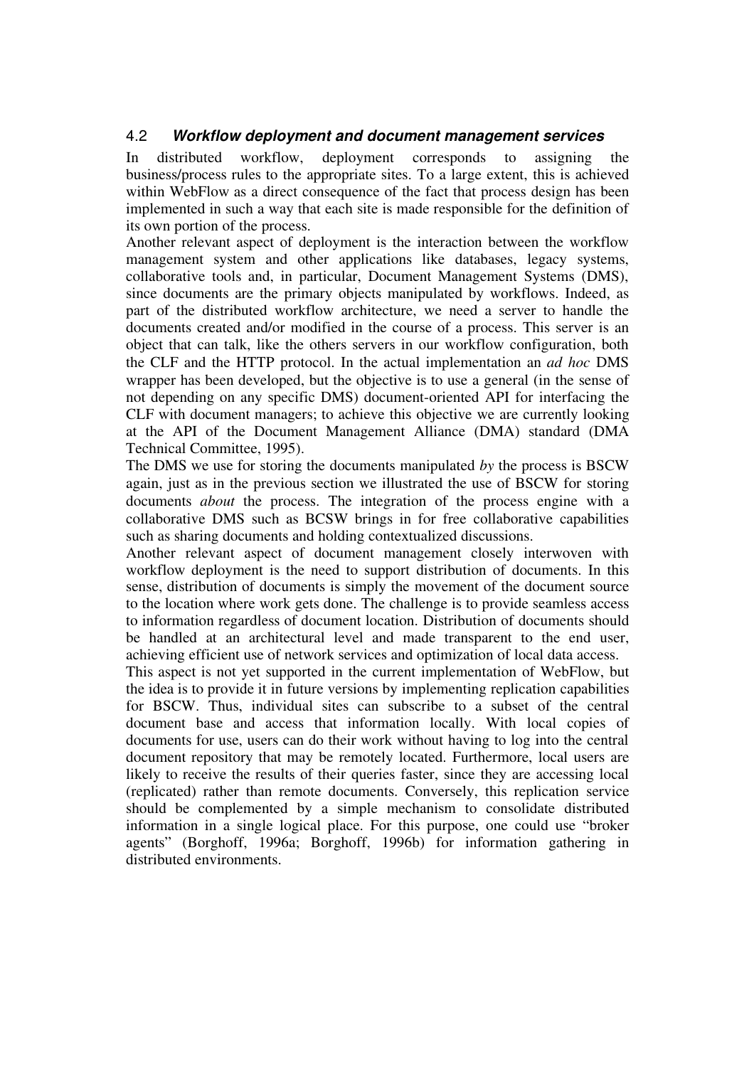### 4.2 ***Workflow deployment and document management services***

In distributed workflow, deployment corresponds to assigning the business/process rules to the appropriate sites. To a large extent, this is achieved within WebFlow as a direct consequence of the fact that process design has been implemented in such a way that each site is made responsible for the definition of its own portion of the process.

Another relevant aspect of deployment is the interaction between the workflow management system and other applications like databases, legacy systems, collaborative tools and, in particular, Document Management Systems (DMS), since documents are the primary objects manipulated by workflows. Indeed, as part of the distributed workflow architecture, we need a server to handle the documents created and/or modified in the course of a process. This server is an object that can talk, like the others servers in our workflow configuration, both the CLF and the HTTP protocol. In the actual implementation an *ad hoc* DMS wrapper has been developed, but the objective is to use a general (in the sense of not depending on any specific DMS) document-oriented API for interfacing the CLF with document managers; to achieve this objective we are currently looking at the API of the Document Management Alliance (DMA) standard (DMA Technical Committee, 1995).

The DMS we use for storing the documents manipulated *by* the process is BSCW again, just as in the previous section we illustrated the use of BSCW for storing documents *about* the process. The integration of the process engine with a collaborative DMS such as BCSW brings in for free collaborative capabilities such as sharing documents and holding contextualized discussions.

Another relevant aspect of document management closely interwoven with workflow deployment is the need to support distribution of documents. In this sense, distribution of documents is simply the movement of the document source to the location where work gets done. The challenge is to provide seamless access to information regardless of document location. Distribution of documents should be handled at an architectural level and made transparent to the end user, achieving efficient use of network services and optimization of local data access.

This aspect is not yet supported in the current implementation of WebFlow, but the idea is to provide it in future versions by implementing replication capabilities for BSCW. Thus, individual sites can subscribe to a subset of the central document base and access that information locally. With local copies of documents for use, users can do their work without having to log into the central document repository that may be remotely located. Furthermore, local users are likely to receive the results of their queries faster, since they are accessing local (replicated) rather than remote documents. Conversely, this replication service should be complemented by a simple mechanism to consolidate distributed information in a single logical place. For this purpose, one could use "broker agents" (Borghoff, 1996a; Borghoff, 1996b) for information gathering in distributed environments.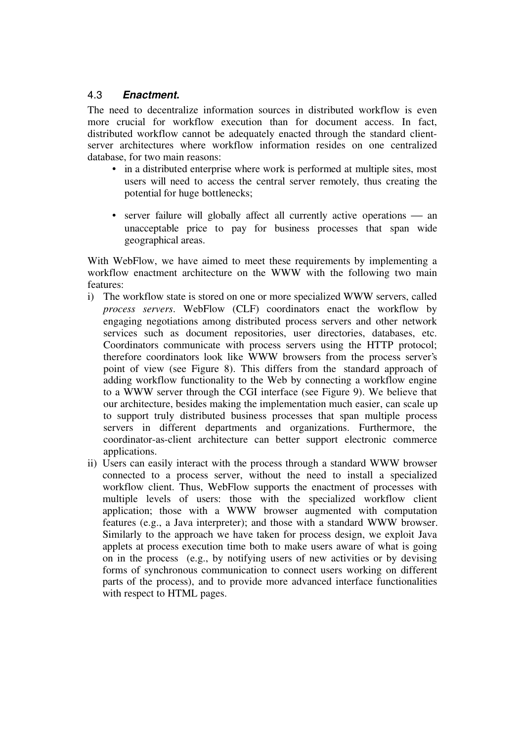### 4.3 ***Enactment.***

The need to decentralize information sources in distributed workflow is even more crucial for workflow execution than for document access. In fact, distributed workflow cannot be adequately enacted through the standard client-server architectures where workflow information resides on one centralized database, for two main reasons:

- in a distributed enterprise where work is performed at multiple sites, most users will need to access the central server remotely, thus creating the potential for huge bottlenecks;

- server failure will globally affect all currently active operations — an unacceptable price to pay for business processes that span wide geographical areas.

With WebFlow, we have aimed to meet these requirements by implementing a workflow enactment architecture on the WWW with the following two main features:

i) The workflow state is stored on one or more specialized WWW servers, called *process servers*. WebFlow (CLF) coordinators enact the workflow by engaging negotiations among distributed process servers and other network services such as document repositories, user directories, databases, etc. Coordinators communicate with process servers using the HTTP protocol; therefore coordinators look like WWW browsers from the process server's point of view (see Figure 8). This differs from the standard approach of adding workflow functionality to the Web by connecting a workflow engine to a WWW server through the CGI interface (see Figure 9). We believe that our architecture, besides making the implementation much easier, can scale up to support truly distributed business processes that span multiple process servers in different departments and organizations. Furthermore, the coordinator-as-client architecture can better support electronic commerce applications.

ii) Users can easily interact with the process through a standard WWW browser connected to a process server, without the need to install a specialized workflow client. Thus, WebFlow supports the enactment of processes with multiple levels of users: those with the specialized workflow client application; those with a WWW browser augmented with computation features (e.g., a Java interpreter); and those with a standard WWW browser. Similarly to the approach we have taken for process design, we exploit Java applets at process execution time both to make users aware of what is going on in the process (e.g., by notifying users of new activities or by devising forms of synchronous communication to connect users working on different parts of the process), and to provide more advanced interface functionalities with respect to HTML pages.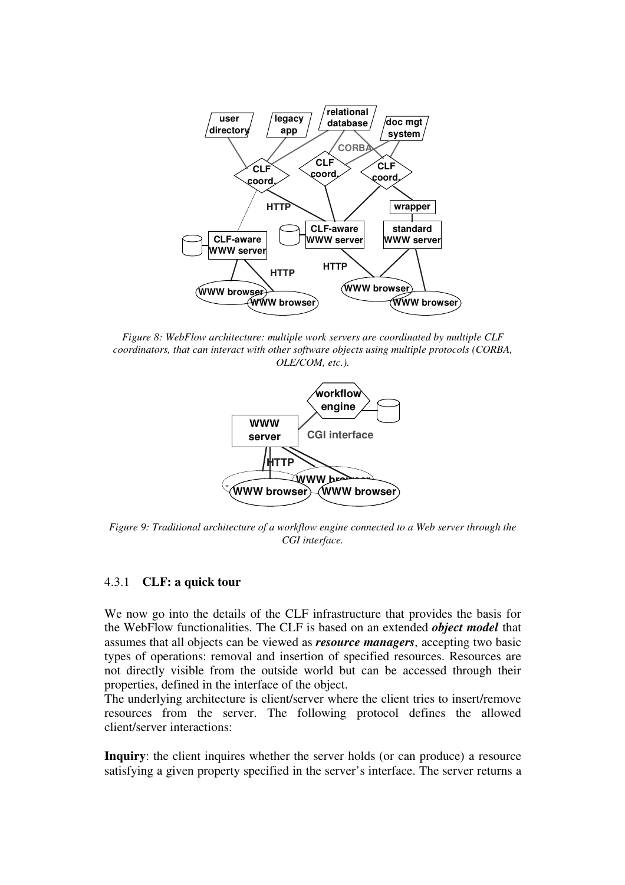*Figure 8: WebFlow architecture: multiple work servers are coordinated by multiple CLF coordinators, that can interact with other software objects using multiple protocols (CORBA, OLE/COM, etc.).*

*Figure 9: Traditional architecture of a workflow engine connected to a Web server through the CGI interface.*

#### 4.3.1 CLF: a quick tour

We now go into the details of the CLF infrastructure that provides the basis for the WebFlow functionalities. The CLF is based on an extended ***object model*** that assumes that all objects can be viewed as ***resource managers***, accepting two basic types of operations: removal and insertion of specified resources. Resources are not directly visible from the outside world but can be accessed through their properties, defined in the interface of the object.

The underlying architecture is client/server where the client tries to insert/remove resources from the server. The following protocol defines the allowed client/server interactions:

**Inquiry**: the client inquires whether the server holds (or can produce) a resource satisfying a given property specified in the server's interface. The server returns a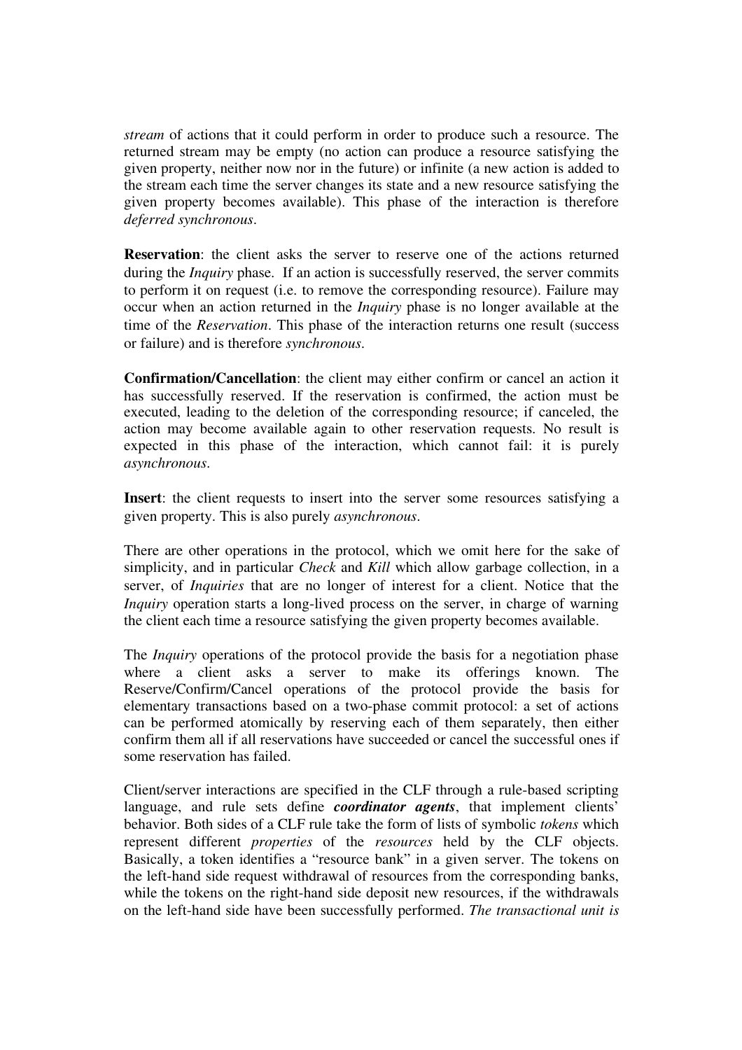*stream* of actions that it could perform in order to produce such a resource. The returned stream may be empty (no action can produce a resource satisfying the given property, neither now nor in the future) or infinite (a new action is added to the stream each time the server changes its state and a new resource satisfying the given property becomes available). This phase of the interaction is therefore *deferred synchronous*.

**Reservation**: the client asks the server to reserve one of the actions returned during the *Inquiry* phase. If an action is successfully reserved, the server commits to perform it on request (i.e. to remove the corresponding resource). Failure may occur when an action returned in the *Inquiry* phase is no longer available at the time of the *Reservation*. This phase of the interaction returns one result (success or failure) and is therefore *synchronous*.

**Confirmation/Cancellation**: the client may either confirm or cancel an action it has successfully reserved. If the reservation is confirmed, the action must be executed, leading to the deletion of the corresponding resource; if canceled, the action may become available again to other reservation requests. No result is expected in this phase of the interaction, which cannot fail: it is purely *asynchronous*.

**Insert**: the client requests to insert into the server some resources satisfying a given property. This is also purely *asynchronous*.

There are other operations in the protocol, which we omit here for the sake of simplicity, and in particular *Check* and *Kill* which allow garbage collection, in a server, of *Inquiries* that are no longer of interest for a client. Notice that the *Inquiry* operation starts a long-lived process on the server, in charge of warning the client each time a resource satisfying the given property becomes available.

The *Inquiry* operations of the protocol provide the basis for a negotiation phase where a client asks a server to make its offerings known. The Reserve/Confirm/Cancel operations of the protocol provide the basis for elementary transactions based on a two-phase commit protocol: a set of actions can be performed atomically by reserving each of them separately, then either confirm them all if all reservations have succeeded or cancel the successful ones if some reservation has failed.

Client/server interactions are specified in the CLF through a rule-based scripting language, and rule sets define ***coordinator agents***, that implement clients' behavior. Both sides of a CLF rule take the form of lists of symbolic *tokens* which represent different *properties* of the *resources* held by the CLF objects. Basically, a token identifies a "resource bank" in a given server. The tokens on the left-hand side request withdrawal of resources from the corresponding banks, while the tokens on the right-hand side deposit new resources, if the withdrawals on the left-hand side have been successfully performed. *The transactional unit is*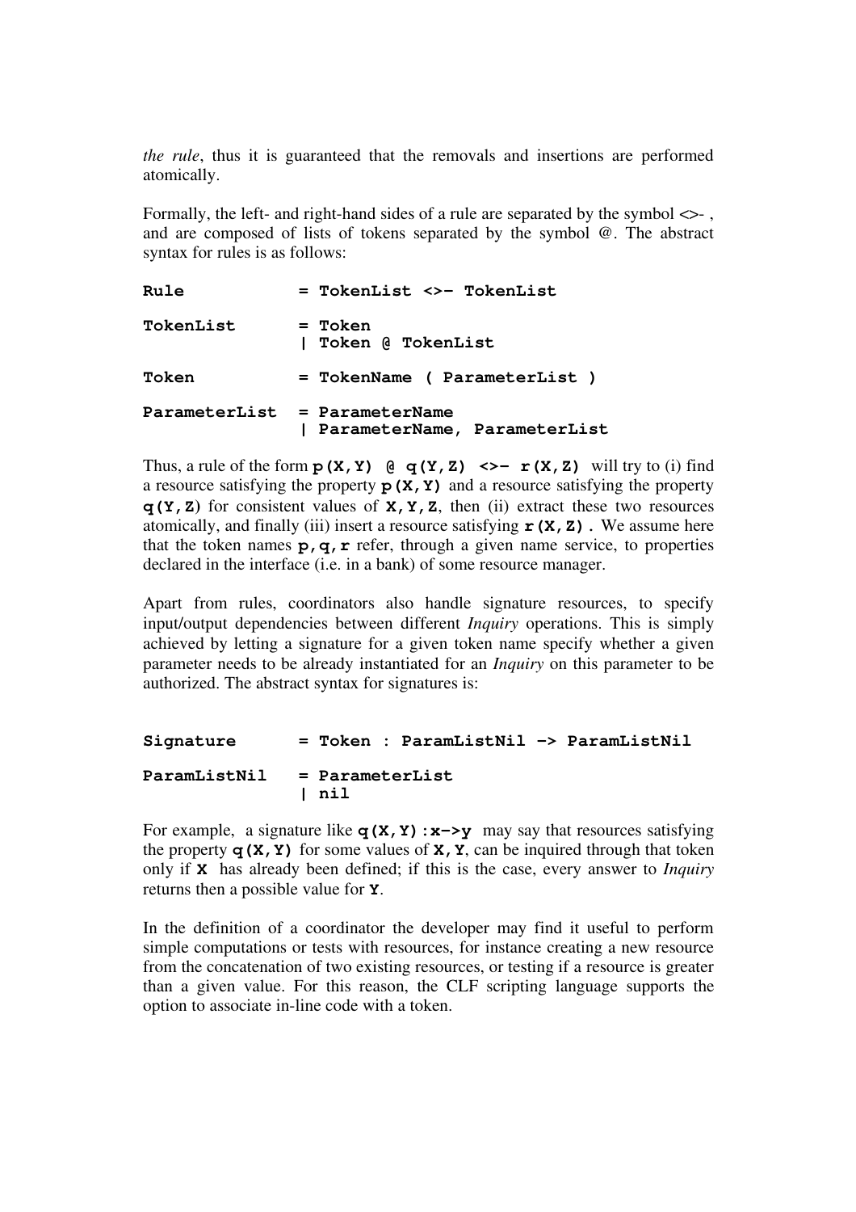*the rule*, thus it is guaranteed that the removals and insertions are performed atomically.

Formally, the left- and right-hand sides of a rule are separated by the symbol <>- , and are composed of lists of tokens separated by the symbol @. The abstract syntax for rules is as follows:

```
Rule           = TokenList <>- TokenList

TokenList      = Token
               | Token @ TokenList

Token          = TokenName ( ParameterList )

ParameterList  = ParameterName
               | ParameterName, ParameterList
```

Thus, a rule of the form **p(X,Y) @ q(Y,Z) <>- r(X,Z)** will try to (i) find a resource satisfying the property **p(X,Y)** and a resource satisfying the property **q(Y,Z)** for consistent values of **X,Y,Z**, then (ii) extract these two resources atomically, and finally (iii) insert a resource satisfying **r(X,Z).** We assume here that the token names **p,q,r** refer, through a given name service, to properties declared in the interface (i.e. in a bank) of some resource manager.

Apart from rules, coordinators also handle signature resources, to specify input/output dependencies between different *Inquiry* operations. This is simply achieved by letting a signature for a given token name specify whether a given parameter needs to be already instantiated for an *Inquiry* on this parameter to be authorized. The abstract syntax for signatures is:

```
Signature      = Token : ParamListNil -> ParamListNil

ParamListNil   = ParameterList
               | nil
```

For example, a signature like **q(X,Y):x->y** may say that resources satisfying the property **q(X,Y)** for some values of **X,Y**, can be inquired through that token only if **X** has already been defined; if this is the case, every answer to *Inquiry* returns then a possible value for **Y**.

In the definition of a coordinator the developer may find it useful to perform simple computations or tests with resources, for instance creating a new resource from the concatenation of two existing resources, or testing if a resource is greater than a given value. For this reason, the CLF scripting language supports the option to associate in-line code with a token.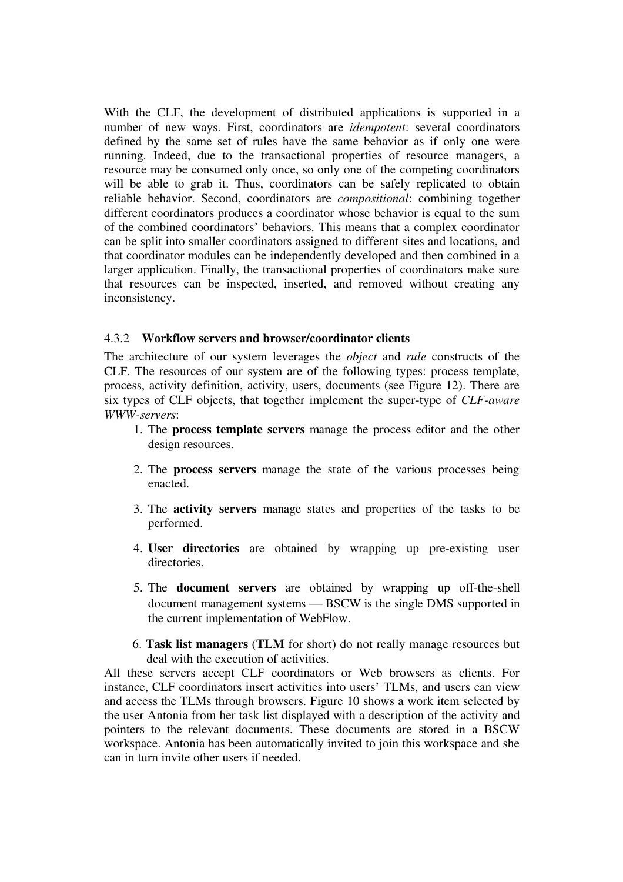With the CLF, the development of distributed applications is supported in a number of new ways. First, coordinators are *idempotent*: several coordinators defined by the same set of rules have the same behavior as if only one were running. Indeed, due to the transactional properties of resource managers, a resource may be consumed only once, so only one of the competing coordinators will be able to grab it. Thus, coordinators can be safely replicated to obtain reliable behavior. Second, coordinators are *compositional*: combining together different coordinators produces a coordinator whose behavior is equal to the sum of the combined coordinators' behaviors. This means that a complex coordinator can be split into smaller coordinators assigned to different sites and locations, and that coordinator modules can be independently developed and then combined in a larger application. Finally, the transactional properties of coordinators make sure that resources can be inspected, inserted, and removed without creating any inconsistency.

### 4.3.2 Workflow servers and browser/coordinator clients

The architecture of our system leverages the *object* and *rule* constructs of the CLF. The resources of our system are of the following types: process template, process, activity definition, activity, users, documents (see Figure 12). There are six types of CLF objects, that together implement the super-type of *CLF-aware WWW-servers*:

1. The **process template servers** manage the process editor and the other design resources.
2. The **process servers** manage the state of the various processes being enacted.
3. The **activity servers** manage states and properties of the tasks to be performed.
4. **User directories** are obtained by wrapping up pre-existing user directories.
5. The **document servers** are obtained by wrapping up off-the-shell document management systems — BSCW is the single DMS supported in the current implementation of WebFlow.
6. **Task list managers** (**TLM** for short) do not really manage resources but deal with the execution of activities.

All these servers accept CLF coordinators or Web browsers as clients. For instance, CLF coordinators insert activities into users' TLMs, and users can view and access the TLMs through browsers. Figure 10 shows a work item selected by the user Antonia from her task list displayed with a description of the activity and pointers to the relevant documents. These documents are stored in a BSCW workspace. Antonia has been automatically invited to join this workspace and she can in turn invite other users if needed.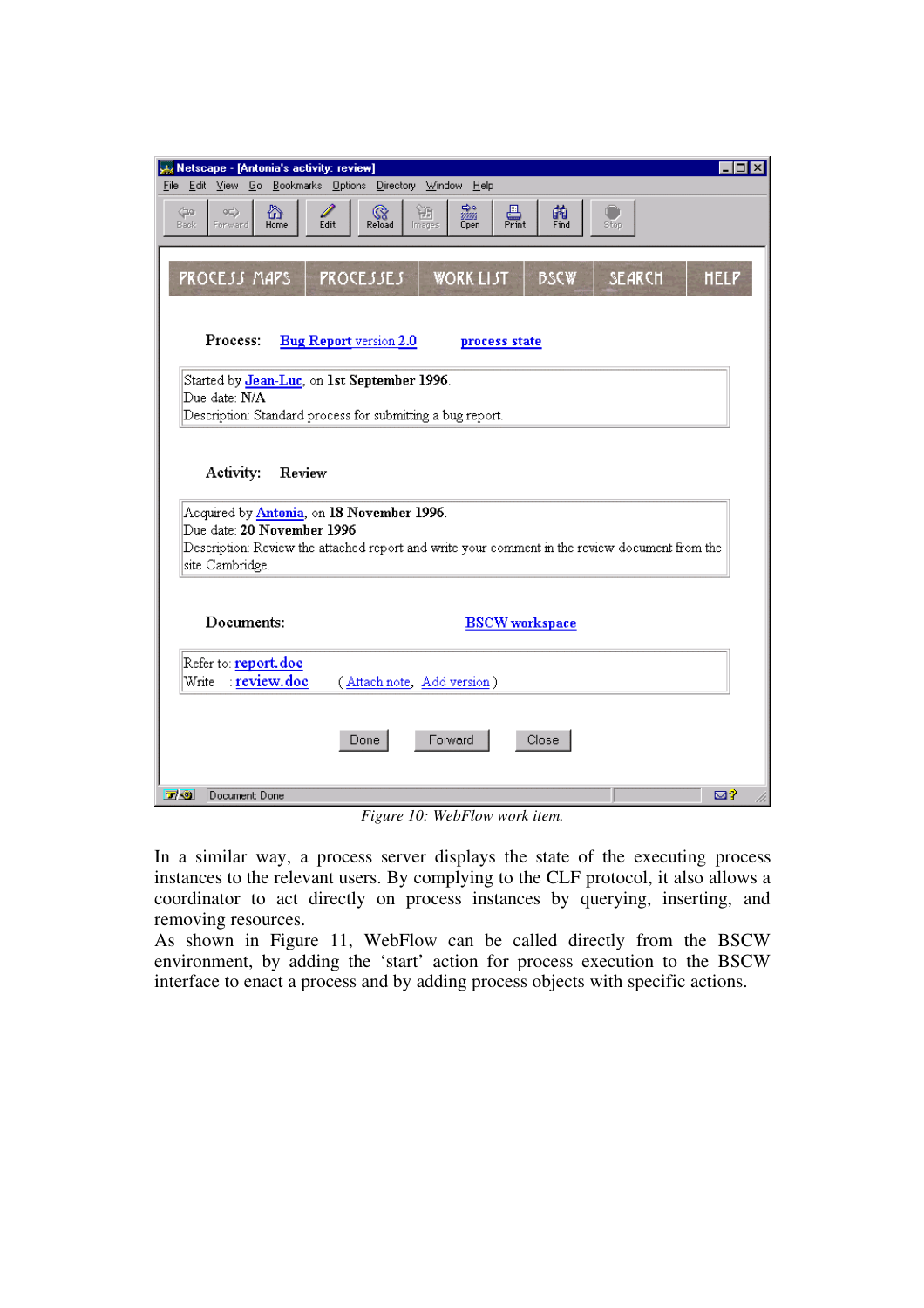Figure 10: WebFlow work item.

In a similar way, a process server displays the state of the executing process instances to the relevant users. By complying to the CLF protocol, it also allows a coordinator to act directly on process instances by querying, inserting, and removing resources.

As shown in Figure 11, WebFlow can be called directly from the BSCW environment, by adding the 'start' action for process execution to the BSCW interface to enact a process and by adding process objects with specific actions.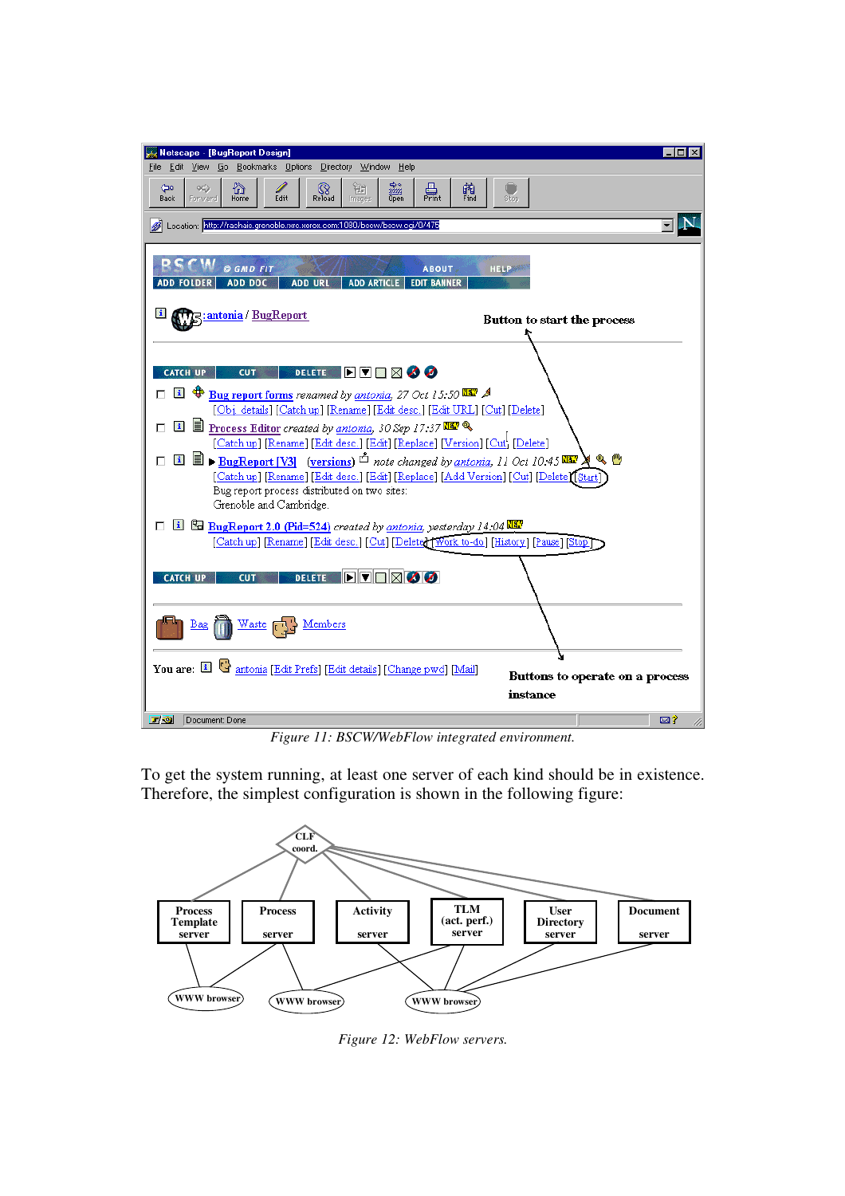Figure 11: BSCW/WebFlow integrated environment.

To get the system running, at least one server of each kind should be in existence. Therefore, the simplest configuration is shown in the following figure:

Figure 12: WebFlow servers.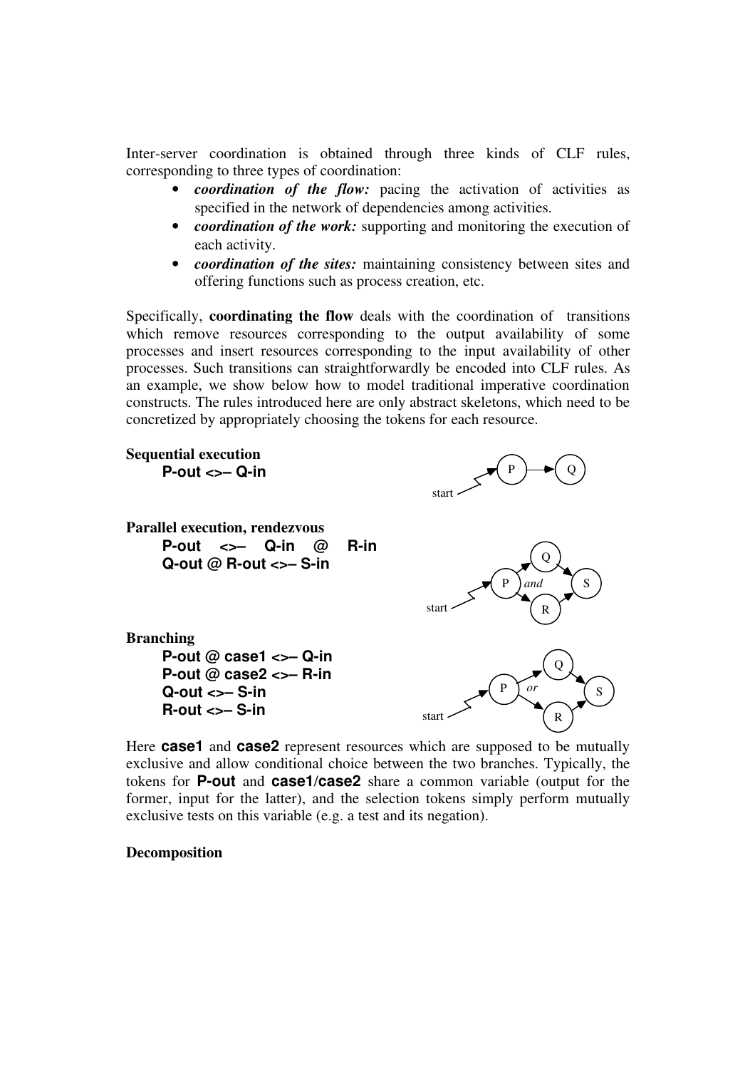Inter-server coordination is obtained through three kinds of CLF rules, corresponding to three types of coordination:

- ***coordination of the flow:*** pacing the activation of activities as specified in the network of dependencies among activities.
- ***coordination of the work:*** supporting and monitoring the execution of each activity.
- ***coordination of the sites:*** maintaining consistency between sites and offering functions such as process creation, etc.

Specifically, **coordinating the flow** deals with the coordination of transitions which remove resources corresponding to the output availability of some processes and insert resources corresponding to the input availability of other processes. Such transitions can straightforwardly be encoded into CLF rules. As an example, we show below how to model traditional imperative coordination constructs. The rules introduced here are only abstract skeletons, which need to be concretized by appropriately choosing the tokens for each resource.

**Sequential execution**

**P-out <>– Q-in**

start
P
Q

**Parallel execution, rendezvous**

**P-out <>– Q-in @ R-in**
**Q-out @ R-out <>– S-in**

start
P
*and*
Q
R
S

**Branching**

**P-out @ case1 <>– Q-in**
**P-out @ case2 <>– R-in**
**Q-out <>– S-in**
**R-out <>– S-in**

start
P
*or*
Q
R
S

Here **case1** and **case2** represent resources which are supposed to be mutually exclusive and allow conditional choice between the two branches. Typically, the tokens for **P-out** and **case1/case2** share a common variable (output for the former, input for the latter), and the selection tokens simply perform mutually exclusive tests on this variable (e.g. a test and its negation).

**Decomposition**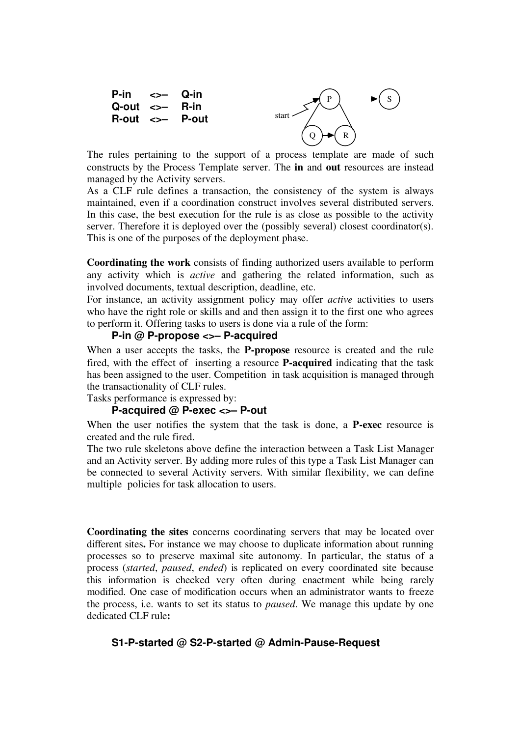**P-in <>– Q-in**
**Q-out <>– R-in**
**R-out <>– P-out**

start
P
S
Q
R

The rules pertaining to the support of a process template are made of such constructs by the Process Template server. The **in** and **out** resources are instead managed by the Activity servers.
As a CLF rule defines a transaction, the consistency of the system is always maintained, even if a coordination construct involves several distributed servers. In this case, the best execution for the rule is as close as possible to the activity server. Therefore it is deployed over the (possibly several) closest coordinator(s). This is one of the purposes of the deployment phase.

**Coordinating the work** consists of finding authorized users available to perform any activity which is *active* and gathering the related information, such as involved documents, textual description, deadline, etc.
For instance, an activity assignment policy may offer *active* activities to users who have the right role or skills and and then assign it to the first one who agrees to perform it. Offering tasks to users is done via a rule of the form:

**P-in @ P-propose <>– P-acquired**

When a user accepts the tasks, the **P-propose** resource is created and the rule fired, with the effect of inserting a resource **P-acquired** indicating that the task has been assigned to the user. Competition in task acquisition is managed through the transactionality of CLF rules.
Tasks performance is expressed by:

**P-acquired @ P-exec <>– P-out**

When the user notifies the system that the task is done, a **P-exec** resource is created and the rule fired.
The two rule skeletons above define the interaction between a Task List Manager and an Activity server. By adding more rules of this type a Task List Manager can be connected to several Activity servers. With similar flexibility, we can define multiple policies for task allocation to users.

**Coordinating the sites** concerns coordinating servers that may be located over different sites**.** For instance we may choose to duplicate information about running processes so to preserve maximal site autonomy. In particular, the status of a process (*started*, *paused*, *ended*) is replicated on every coordinated site because this information is checked very often during enactment while being rarely modified. One case of modification occurs when an administrator wants to freeze the process, i.e. wants to set its status to *paused*. We manage this update by one dedicated CLF rule**:**

**S1-P-started @ S2-P-started @ Admin-Pause-Request**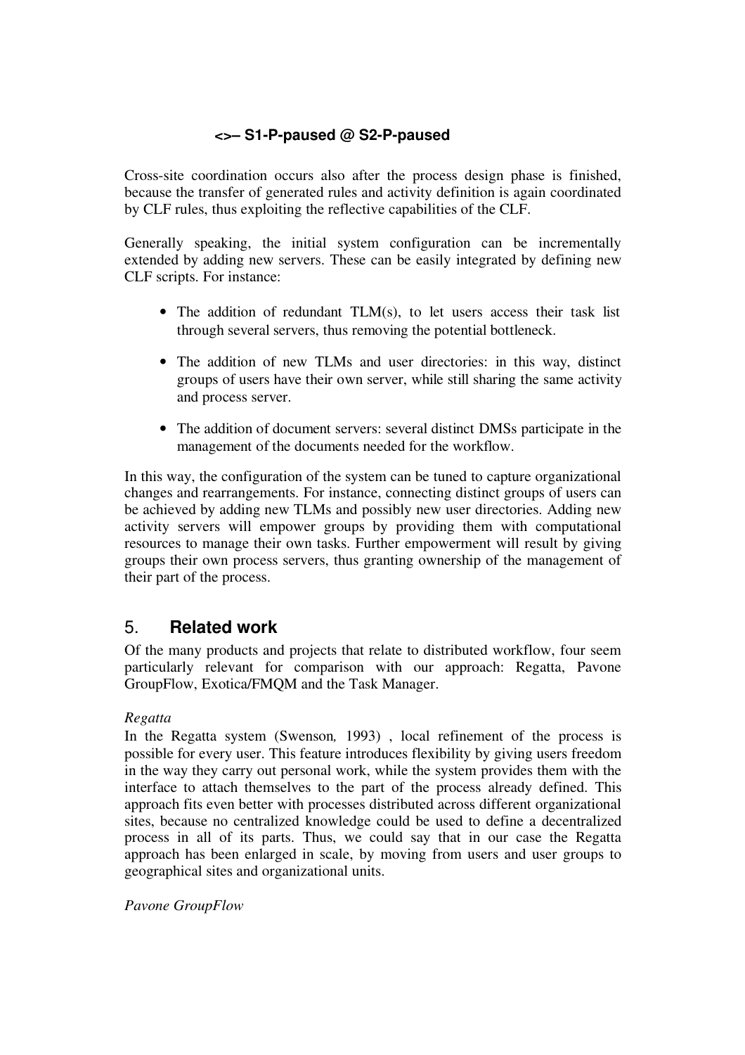**<>– S1-P-paused @ S2-P-paused**

Cross-site coordination occurs also after the process design phase is finished, because the transfer of generated rules and activity definition is again coordinated by CLF rules, thus exploiting the reflective capabilities of the CLF.

Generally speaking, the initial system configuration can be incrementally extended by adding new servers. These can be easily integrated by defining new CLF scripts. For instance:

- The addition of redundant TLM(s), to let users access their task list through several servers, thus removing the potential bottleneck.
- The addition of new TLMs and user directories: in this way, distinct groups of users have their own server, while still sharing the same activity and process server.
- The addition of document servers: several distinct DMSs participate in the management of the documents needed for the workflow.

In this way, the configuration of the system can be tuned to capture organizational changes and rearrangements. For instance, connecting distinct groups of users can be achieved by adding new TLMs and possibly new user directories. Adding new activity servers will empower groups by providing them with computational resources to manage their own tasks. Further empowerment will result by giving groups their own process servers, thus granting ownership of the management of their part of the process.

## 5. Related work

Of the many products and projects that relate to distributed workflow, four seem particularly relevant for comparison with our approach: Regatta, Pavone GroupFlow, Exotica/FMQM and the Task Manager.

*Regatta*

In the Regatta system (Swenson*,* 1993) , local refinement of the process is possible for every user. This feature introduces flexibility by giving users freedom in the way they carry out personal work, while the system provides them with the interface to attach themselves to the part of the process already defined. This approach fits even better with processes distributed across different organizational sites, because no centralized knowledge could be used to define a decentralized process in all of its parts. Thus, we could say that in our case the Regatta approach has been enlarged in scale, by moving from users and user groups to geographical sites and organizational units.

*Pavone GroupFlow*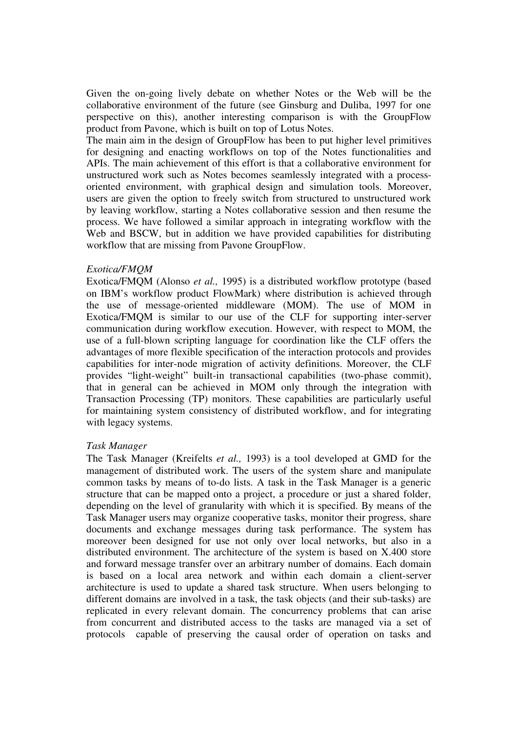Given the on-going lively debate on whether Notes or the Web will be the collaborative environment of the future (see Ginsburg and Duliba, 1997 for one perspective on this), another interesting comparison is with the GroupFlow product from Pavone, which is built on top of Lotus Notes.

The main aim in the design of GroupFlow has been to put higher level primitives for designing and enacting workflows on top of the Notes functionalities and APIs. The main achievement of this effort is that a collaborative environment for unstructured work such as Notes becomes seamlessly integrated with a process-oriented environment, with graphical design and simulation tools. Moreover, users are given the option to freely switch from structured to unstructured work by leaving workflow, starting a Notes collaborative session and then resume the process. We have followed a similar approach in integrating workflow with the Web and BSCW, but in addition we have provided capabilities for distributing workflow that are missing from Pavone GroupFlow.

*Exotica/FMQM*

Exotica/FMQM (Alonso *et al.,* 1995) is a distributed workflow prototype (based on IBM's workflow product FlowMark) where distribution is achieved through the use of message-oriented middleware (MOM). The use of MOM in Exotica/FMQM is similar to our use of the CLF for supporting inter-server communication during workflow execution. However, with respect to MOM, the use of a full-blown scripting language for coordination like the CLF offers the advantages of more flexible specification of the interaction protocols and provides capabilities for inter-node migration of activity definitions. Moreover, the CLF provides "light-weight" built-in transactional capabilities (two-phase commit), that in general can be achieved in MOM only through the integration with Transaction Processing (TP) monitors. These capabilities are particularly useful for maintaining system consistency of distributed workflow, and for integrating with legacy systems.

*Task Manager*

The Task Manager (Kreifelts *et al.,* 1993) is a tool developed at GMD for the management of distributed work. The users of the system share and manipulate common tasks by means of to-do lists. A task in the Task Manager is a generic structure that can be mapped onto a project, a procedure or just a shared folder, depending on the level of granularity with which it is specified. By means of the Task Manager users may organize cooperative tasks, monitor their progress, share documents and exchange messages during task performance. The system has moreover been designed for use not only over local networks, but also in a distributed environment. The architecture of the system is based on X.400 store and forward message transfer over an arbitrary number of domains. Each domain is based on a local area network and within each domain a client-server architecture is used to update a shared task structure. When users belonging to different domains are involved in a task, the task objects (and their sub-tasks) are replicated in every relevant domain. The concurrency problems that can arise from concurrent and distributed access to the tasks are managed via a set of protocols capable of preserving the causal order of operation on tasks and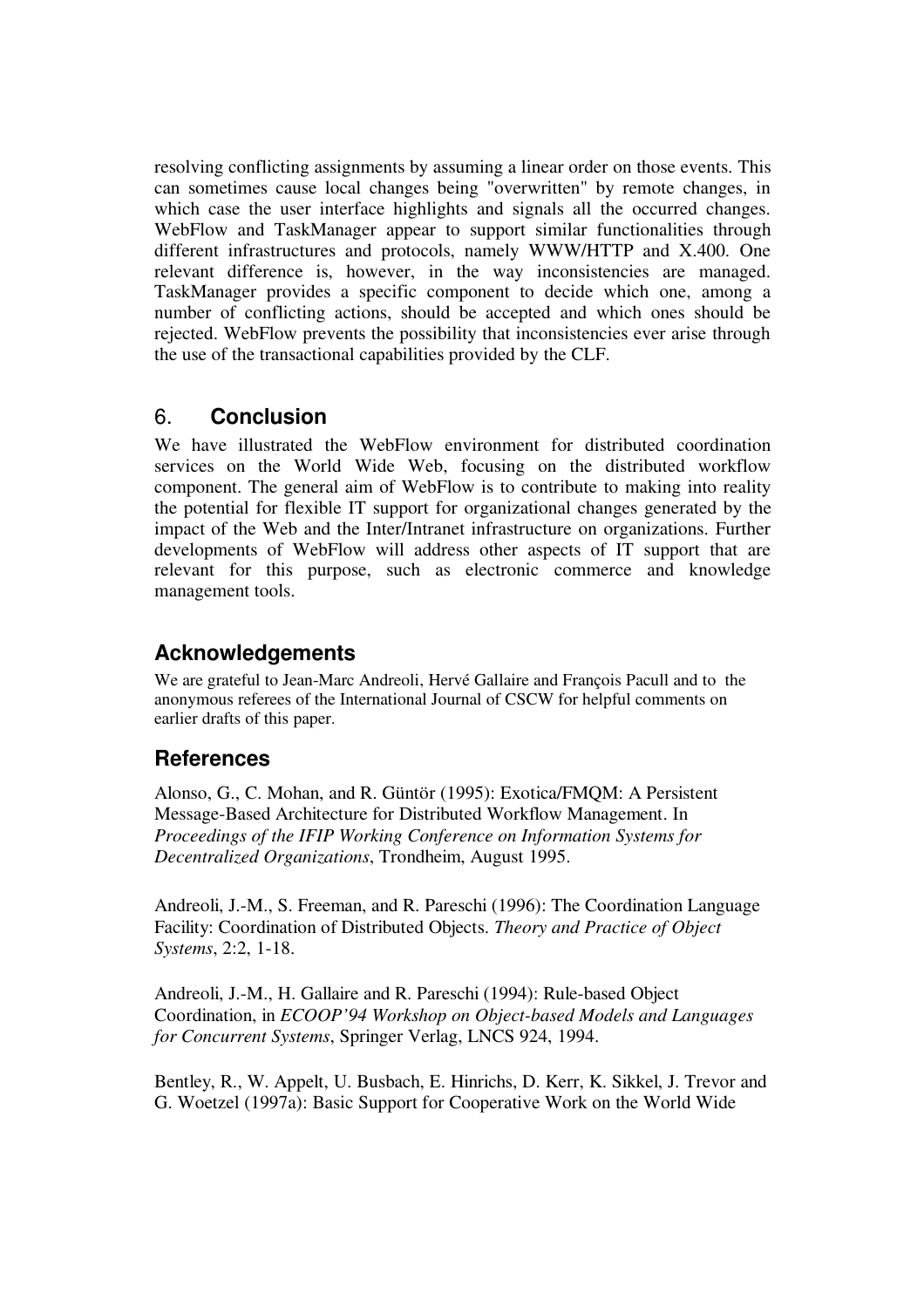resolving conflicting assignments by assuming a linear order on those events. This can sometimes cause local changes being "overwritten" by remote changes, in which case the user interface highlights and signals all the occurred changes. WebFlow and TaskManager appear to support similar functionalities through different infrastructures and protocols, namely WWW/HTTP and X.400. One relevant difference is, however, in the way inconsistencies are managed. TaskManager provides a specific component to decide which one, among a number of conflicting actions, should be accepted and which ones should be rejected. WebFlow prevents the possibility that inconsistencies ever arise through the use of the transactional capabilities provided by the CLF.

## 6. Conclusion

We have illustrated the WebFlow environment for distributed coordination services on the World Wide Web, focusing on the distributed workflow component. The general aim of WebFlow is to contribute to making into reality the potential for flexible IT support for organizational changes generated by the impact of the Web and the Inter/Intranet infrastructure on organizations. Further developments of WebFlow will address other aspects of IT support that are relevant for this purpose, such as electronic commerce and knowledge management tools.

## Acknowledgements

We are grateful to Jean-Marc Andreoli, Hervé Gallaire and François Pacull and to the anonymous referees of the International Journal of CSCW for helpful comments on earlier drafts of this paper.

## References

Alonso, G., C. Mohan, and R. Güntör (1995): Exotica/FMQM: A Persistent Message-Based Architecture for Distributed Workflow Management. In *Proceedings of the IFIP Working Conference on Information Systems for Decentralized Organizations*, Trondheim, August 1995.

Andreoli, J.-M., S. Freeman, and R. Pareschi (1996): The Coordination Language Facility: Coordination of Distributed Objects. *Theory and Practice of Object Systems*, 2:2, 1-18.

Andreoli, J.-M., H. Gallaire and R. Pareschi (1994): Rule-based Object Coordination, in *ECOOP'94 Workshop on Object-based Models and Languages for Concurrent Systems*, Springer Verlag, LNCS 924, 1994.

Bentley, R., W. Appelt, U. Busbach, E. Hinrichs, D. Kerr, K. Sikkel, J. Trevor and G. Woetzel (1997a): Basic Support for Cooperative Work on the World Wide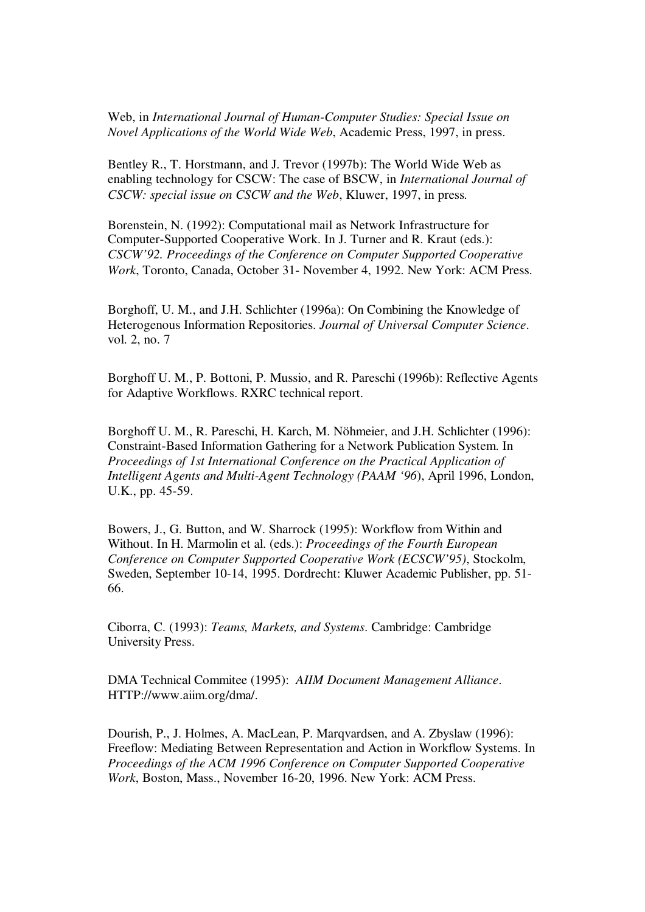Web, in *International Journal of Human-Computer Studies: Special Issue on Novel Applications of the World Wide Web*, Academic Press, 1997, in press.

Bentley R., T. Horstmann, and J. Trevor (1997b): The World Wide Web as enabling technology for CSCW: The case of BSCW, in *International Journal of CSCW: special issue on CSCW and the Web*, Kluwer, 1997, in press.

Borenstein, N. (1992): Computational mail as Network Infrastructure for Computer-Supported Cooperative Work. In J. Turner and R. Kraut (eds.): *CSCW'92. Proceedings of the Conference on Computer Supported Cooperative Work*, Toronto, Canada, October 31- November 4, 1992. New York: ACM Press.

Borghoff, U. M., and J.H. Schlichter (1996a): On Combining the Knowledge of Heterogenous Information Repositories. *Journal of Universal Computer Science*. vol. 2, no. 7

Borghoff U. M., P. Bottoni, P. Mussio, and R. Pareschi (1996b): Reflective Agents for Adaptive Workflows. RXRC technical report.

Borghoff U. M., R. Pareschi, H. Karch, M. Nöhmeier, and J.H. Schlichter (1996): Constraint-Based Information Gathering for a Network Publication System. In *Proceedings of 1st International Conference on the Practical Application of Intelligent Agents and Multi-Agent Technology (PAAM '96*), April 1996, London, U.K., pp. 45-59.

Bowers, J., G. Button, and W. Sharrock (1995): Workflow from Within and Without. In H. Marmolin et al. (eds.): *Proceedings of the Fourth European Conference on Computer Supported Cooperative Work (ECSCW'95)*, Stockolm, Sweden, September 10-14, 1995. Dordrecht: Kluwer Academic Publisher, pp. 51-66.

Ciborra, C. (1993): *Teams, Markets, and Systems*. Cambridge: Cambridge University Press.

DMA Technical Commitee (1995): *AIIM Document Management Alliance*. HTTP://www.aiim.org/dma/.

Dourish, P., J. Holmes, A. MacLean, P. Marqvardsen, and A. Zbyslaw (1996): Freeflow: Mediating Between Representation and Action in Workflow Systems. In *Proceedings of the ACM 1996 Conference on Computer Supported Cooperative Work*, Boston, Mass., November 16-20, 1996. New York: ACM Press.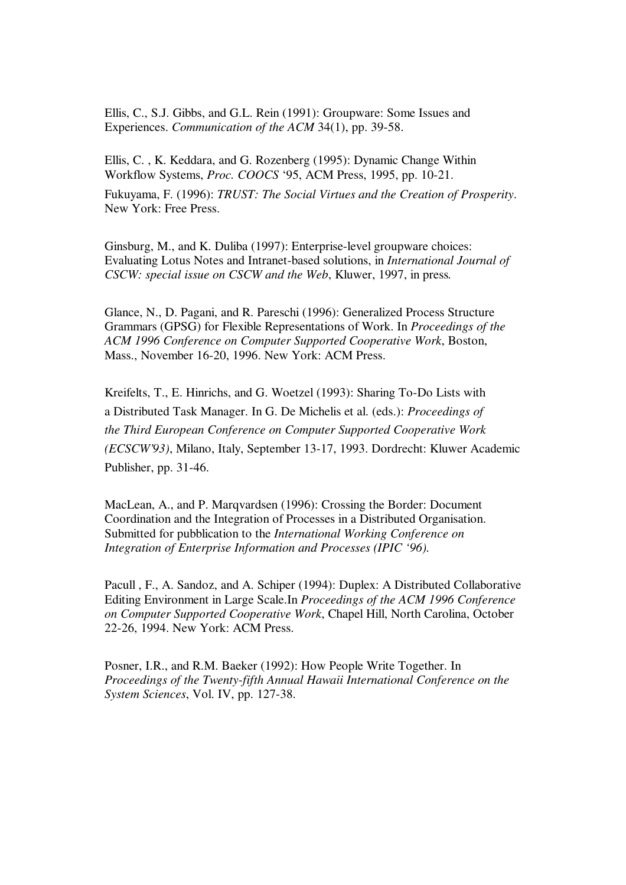Ellis, C., S.J. Gibbs, and G.L. Rein (1991): Groupware: Some Issues and Experiences. *Communication of the ACM* 34(1), pp. 39-58.

Ellis, C. , K. Keddara, and G. Rozenberg (1995): Dynamic Change Within Workflow Systems, *Proc. COOCS* '95, ACM Press, 1995, pp. 10-21.

Fukuyama, F. (1996): *TRUST: The Social Virtues and the Creation of Prosperity*. New York: Free Press.

Ginsburg, M., and K. Duliba (1997): Enterprise-level groupware choices: Evaluating Lotus Notes and Intranet-based solutions, in *International Journal of CSCW: special issue on CSCW and the Web*, Kluwer, 1997, in press.

Glance, N., D. Pagani, and R. Pareschi (1996): Generalized Process Structure Grammars (GPSG) for Flexible Representations of Work. In *Proceedings of the ACM 1996 Conference on Computer Supported Cooperative Work*, Boston, Mass., November 16-20, 1996. New York: ACM Press.

Kreifelts, T., E. Hinrichs, and G. Woetzel (1993): Sharing To-Do Lists with a Distributed Task Manager. In G. De Michelis et al. (eds.): *Proceedings of the Third European Conference on Computer Supported Cooperative Work (ECSCW'93)*, Milano, Italy, September 13-17, 1993. Dordrecht: Kluwer Academic Publisher, pp. 31-46.

MacLean, A., and P. Marqvardsen (1996): Crossing the Border: Document Coordination and the Integration of Processes in a Distributed Organisation. Submitted for pubblication to the *International Working Conference on Integration of Enterprise Information and Processes (IPIC '96).*

Pacull , F., A. Sandoz, and A. Schiper (1994): Duplex: A Distributed Collaborative Editing Environment in Large Scale.In *Proceedings of the ACM 1996 Conference on Computer Supported Cooperative Work*, Chapel Hill, North Carolina, October 22-26, 1994. New York: ACM Press.

Posner, I.R., and R.M. Baeker (1992): How People Write Together. In *Proceedings of the Twenty-fifth Annual Hawaii International Conference on the System Sciences*, Vol. IV, pp. 127-38.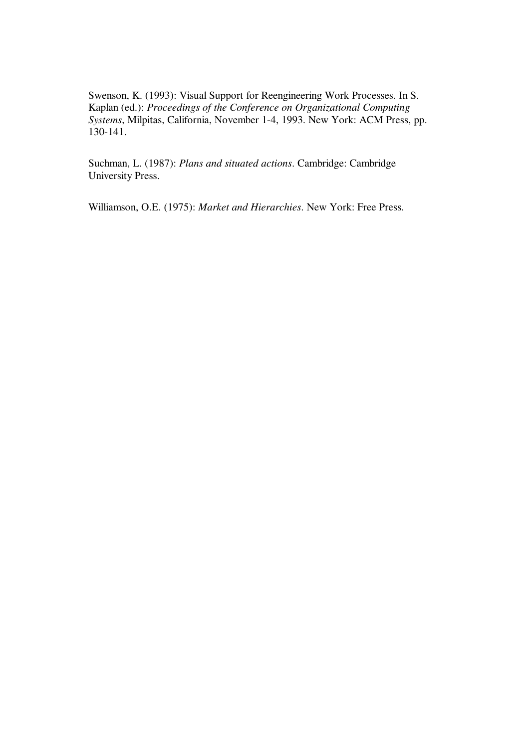Swenson, K. (1993): Visual Support for Reengineering Work Processes. In S. Kaplan (ed.): *Proceedings of the Conference on Organizational Computing Systems*, Milpitas, California, November 1-4, 1993. New York: ACM Press, pp. 130-141.

Suchman, L. (1987): *Plans and situated actions*. Cambridge: Cambridge University Press.

Williamson, O.E. (1975): *Market and Hierarchies*. New York: Free Press.